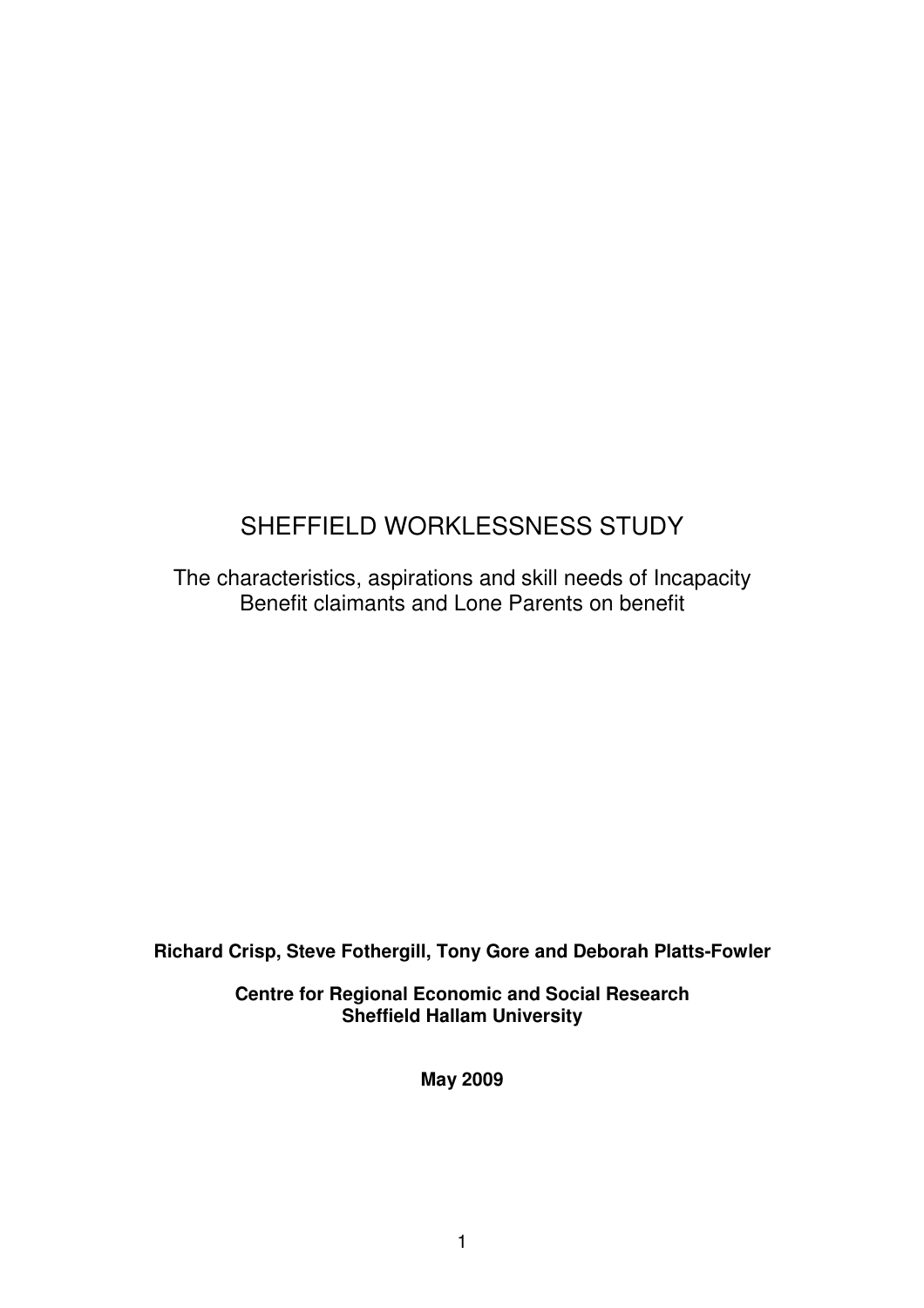# SHEFFIELD WORKLESSNESS STUDY

The characteristics, aspirations and skill needs of Incapacity Benefit claimants and Lone Parents on benefit

**Richard Crisp, Steve Fothergill, Tony Gore and Deborah Platts-Fowler**

**Centre for Regional Economic and Social Research**
**Sheffield Hallam University**

**May 2009**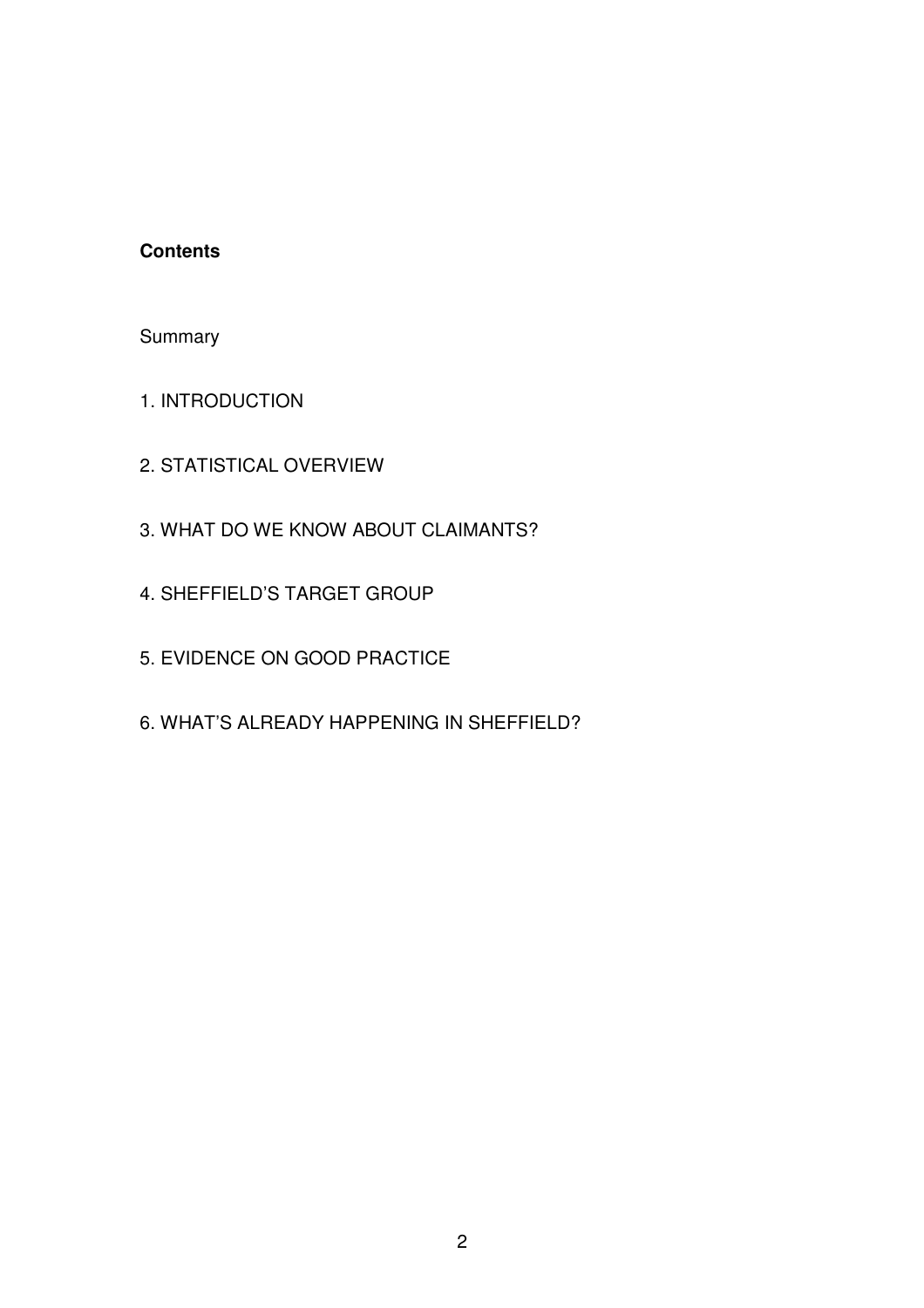**Contents**

Summary

1. INTRODUCTION

2. STATISTICAL OVERVIEW

3. WHAT DO WE KNOW ABOUT CLAIMANTS?

4. SHEFFIELD'S TARGET GROUP

5. EVIDENCE ON GOOD PRACTICE

6. WHAT'S ALREADY HAPPENING IN SHEFFIELD?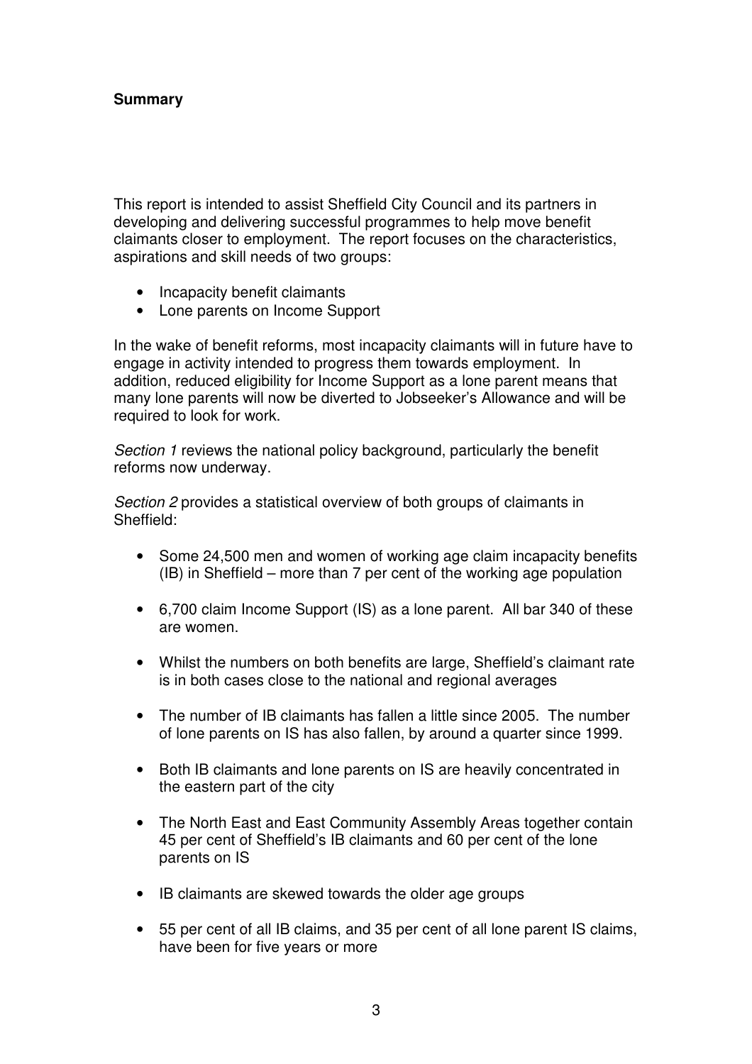**Summary**

This report is intended to assist Sheffield City Council and its partners in developing and delivering successful programmes to help move benefit claimants closer to employment. The report focuses on the characteristics, aspirations and skill needs of two groups:

- Incapacity benefit claimants
- Lone parents on Income Support

In the wake of benefit reforms, most incapacity claimants will in future have to engage in activity intended to progress them towards employment. In addition, reduced eligibility for Income Support as a lone parent means that many lone parents will now be diverted to Jobseeker's Allowance and will be required to look for work.

*Section 1* reviews the national policy background, particularly the benefit reforms now underway.

*Section 2* provides a statistical overview of both groups of claimants in Sheffield:

- Some 24,500 men and women of working age claim incapacity benefits (IB) in Sheffield – more than 7 per cent of the working age population
- 6,700 claim Income Support (IS) as a lone parent. All bar 340 of these are women.
- Whilst the numbers on both benefits are large, Sheffield's claimant rate is in both cases close to the national and regional averages
- The number of IB claimants has fallen a little since 2005. The number of lone parents on IS has also fallen, by around a quarter since 1999.
- Both IB claimants and lone parents on IS are heavily concentrated in the eastern part of the city
- The North East and East Community Assembly Areas together contain 45 per cent of Sheffield's IB claimants and 60 per cent of the lone parents on IS
- IB claimants are skewed towards the older age groups
- 55 per cent of all IB claims, and 35 per cent of all lone parent IS claims, have been for five years or more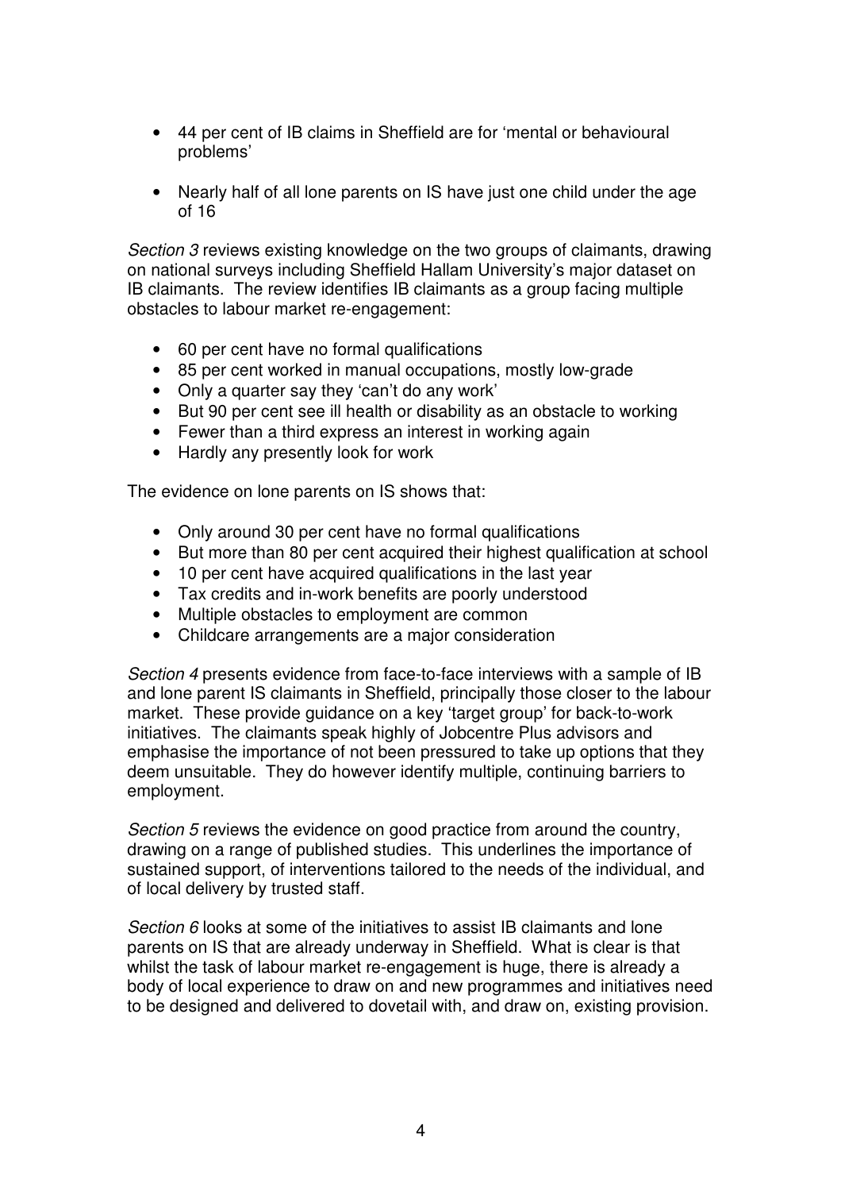- 44 per cent of IB claims in Sheffield are for 'mental or behavioural problems'
- Nearly half of all lone parents on IS have just one child under the age of 16

*Section 3* reviews existing knowledge on the two groups of claimants, drawing on national surveys including Sheffield Hallam University's major dataset on IB claimants. The review identifies IB claimants as a group facing multiple obstacles to labour market re-engagement:

- 60 per cent have no formal qualifications
- 85 per cent worked in manual occupations, mostly low-grade
- Only a quarter say they 'can't do any work'
- But 90 per cent see ill health or disability as an obstacle to working
- Fewer than a third express an interest in working again
- Hardly any presently look for work

The evidence on lone parents on IS shows that:

- Only around 30 per cent have no formal qualifications
- But more than 80 per cent acquired their highest qualification at school
- 10 per cent have acquired qualifications in the last year
- Tax credits and in-work benefits are poorly understood
- Multiple obstacles to employment are common
- Childcare arrangements are a major consideration

*Section 4* presents evidence from face-to-face interviews with a sample of IB and lone parent IS claimants in Sheffield, principally those closer to the labour market. These provide guidance on a key 'target group' for back-to-work initiatives. The claimants speak highly of Jobcentre Plus advisors and emphasise the importance of not been pressured to take up options that they deem unsuitable. They do however identify multiple, continuing barriers to employment.

*Section 5* reviews the evidence on good practice from around the country, drawing on a range of published studies. This underlines the importance of sustained support, of interventions tailored to the needs of the individual, and of local delivery by trusted staff.

*Section 6* looks at some of the initiatives to assist IB claimants and lone parents on IS that are already underway in Sheffield. What is clear is that whilst the task of labour market re-engagement is huge, there is already a body of local experience to draw on and new programmes and initiatives need to be designed and delivered to dovetail with, and draw on, existing provision.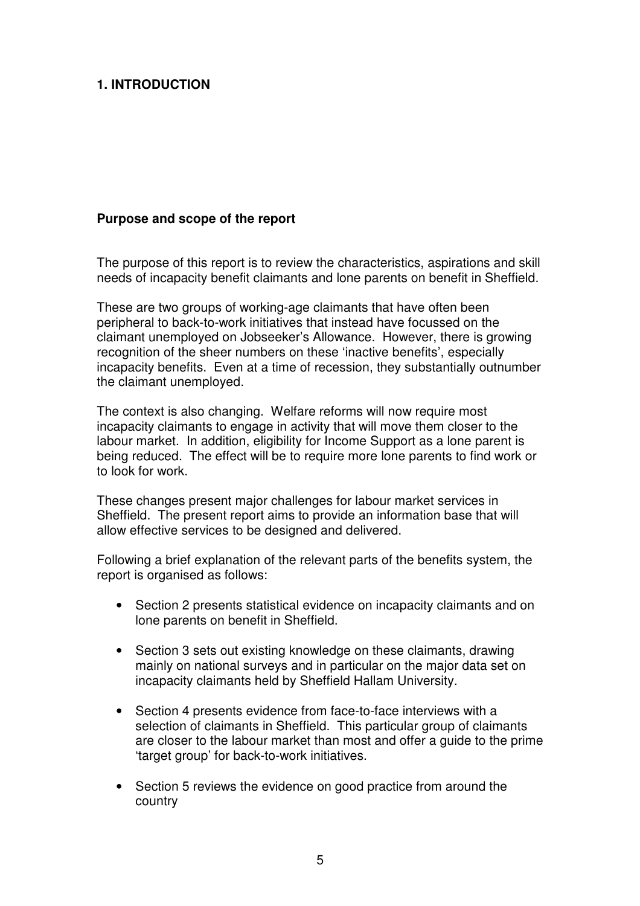# 1. INTRODUCTION

## Purpose and scope of the report

The purpose of this report is to review the characteristics, aspirations and skill needs of incapacity benefit claimants and lone parents on benefit in Sheffield.

These are two groups of working-age claimants that have often been peripheral to back-to-work initiatives that instead have focussed on the claimant unemployed on Jobseeker's Allowance. However, there is growing recognition of the sheer numbers on these 'inactive benefits', especially incapacity benefits. Even at a time of recession, they substantially outnumber the claimant unemployed.

The context is also changing. Welfare reforms will now require most incapacity claimants to engage in activity that will move them closer to the labour market. In addition, eligibility for Income Support as a lone parent is being reduced. The effect will be to require more lone parents to find work or to look for work.

These changes present major challenges for labour market services in Sheffield. The present report aims to provide an information base that will allow effective services to be designed and delivered.

Following a brief explanation of the relevant parts of the benefits system, the report is organised as follows:

- Section 2 presents statistical evidence on incapacity claimants and on lone parents on benefit in Sheffield.
- Section 3 sets out existing knowledge on these claimants, drawing mainly on national surveys and in particular on the major data set on incapacity claimants held by Sheffield Hallam University.
- Section 4 presents evidence from face-to-face interviews with a selection of claimants in Sheffield. This particular group of claimants are closer to the labour market than most and offer a guide to the prime 'target group' for back-to-work initiatives.
- Section 5 reviews the evidence on good practice from around the country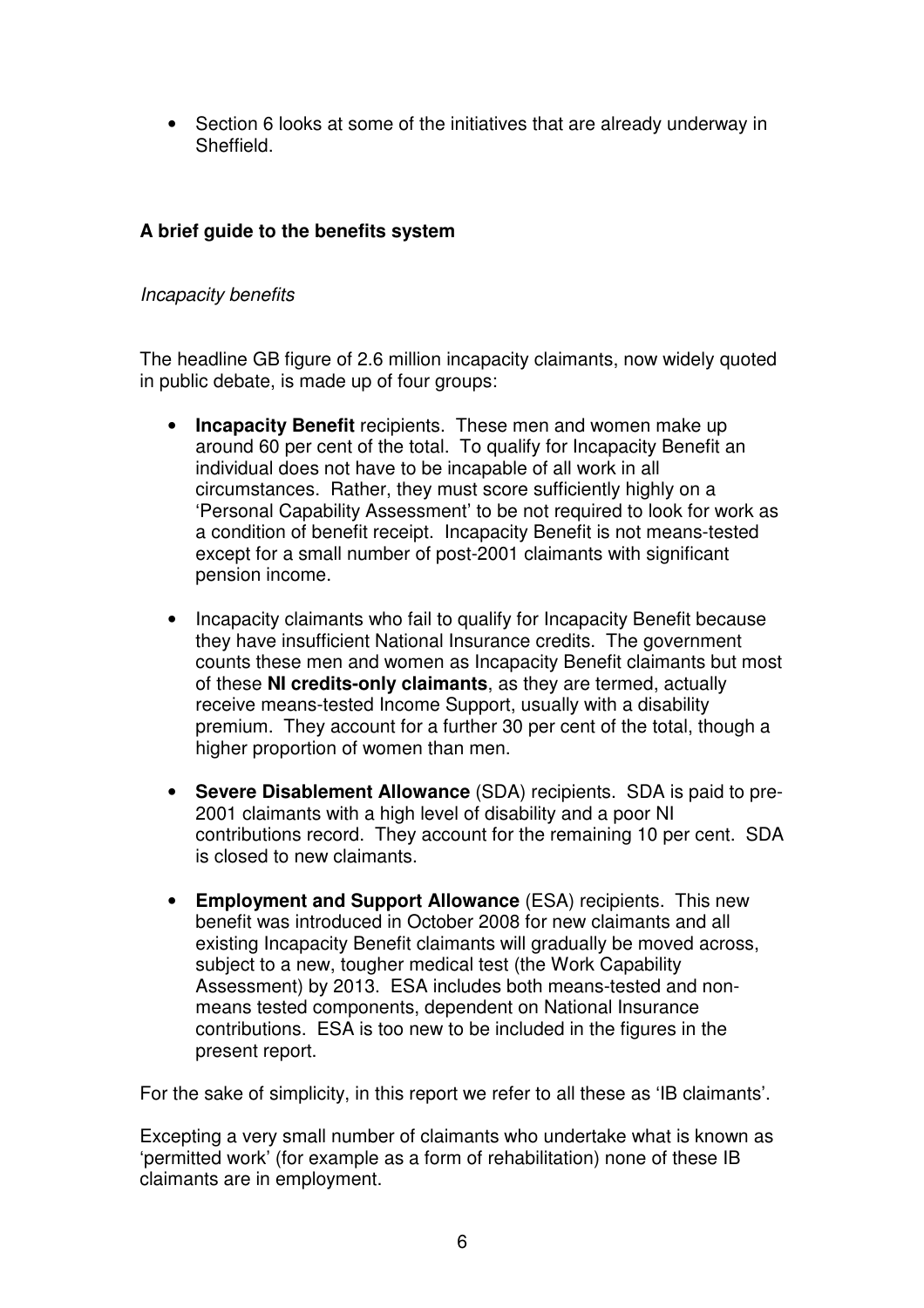- Section 6 looks at some of the initiatives that are already underway in Sheffield.

## A brief guide to the benefits system

### *Incapacity benefits*

The headline GB figure of 2.6 million incapacity claimants, now widely quoted in public debate, is made up of four groups:

- **Incapacity Benefit** recipients. These men and women make up around 60 per cent of the total. To qualify for Incapacity Benefit an individual does not have to be incapable of all work in all circumstances. Rather, they must score sufficiently highly on a 'Personal Capability Assessment' to be not required to look for work as a condition of benefit receipt. Incapacity Benefit is not means-tested except for a small number of post-2001 claimants with significant pension income.

- Incapacity claimants who fail to qualify for Incapacity Benefit because they have insufficient National Insurance credits. The government counts these men and women as Incapacity Benefit claimants but most of these **NI credits-only claimants**, as they are termed, actually receive means-tested Income Support, usually with a disability premium. They account for a further 30 per cent of the total, though a higher proportion of women than men.

- **Severe Disablement Allowance** (SDA) recipients. SDA is paid to pre-2001 claimants with a high level of disability and a poor NI contributions record. They account for the remaining 10 per cent. SDA is closed to new claimants.

- **Employment and Support Allowance** (ESA) recipients. This new benefit was introduced in October 2008 for new claimants and all existing Incapacity Benefit claimants will gradually be moved across, subject to a new, tougher medical test (the Work Capability Assessment) by 2013. ESA includes both means-tested and non-means tested components, dependent on National Insurance contributions. ESA is too new to be included in the figures in the present report.

For the sake of simplicity, in this report we refer to all these as 'IB claimants'.

Excepting a very small number of claimants who undertake what is known as 'permitted work' (for example as a form of rehabilitation) none of these IB claimants are in employment.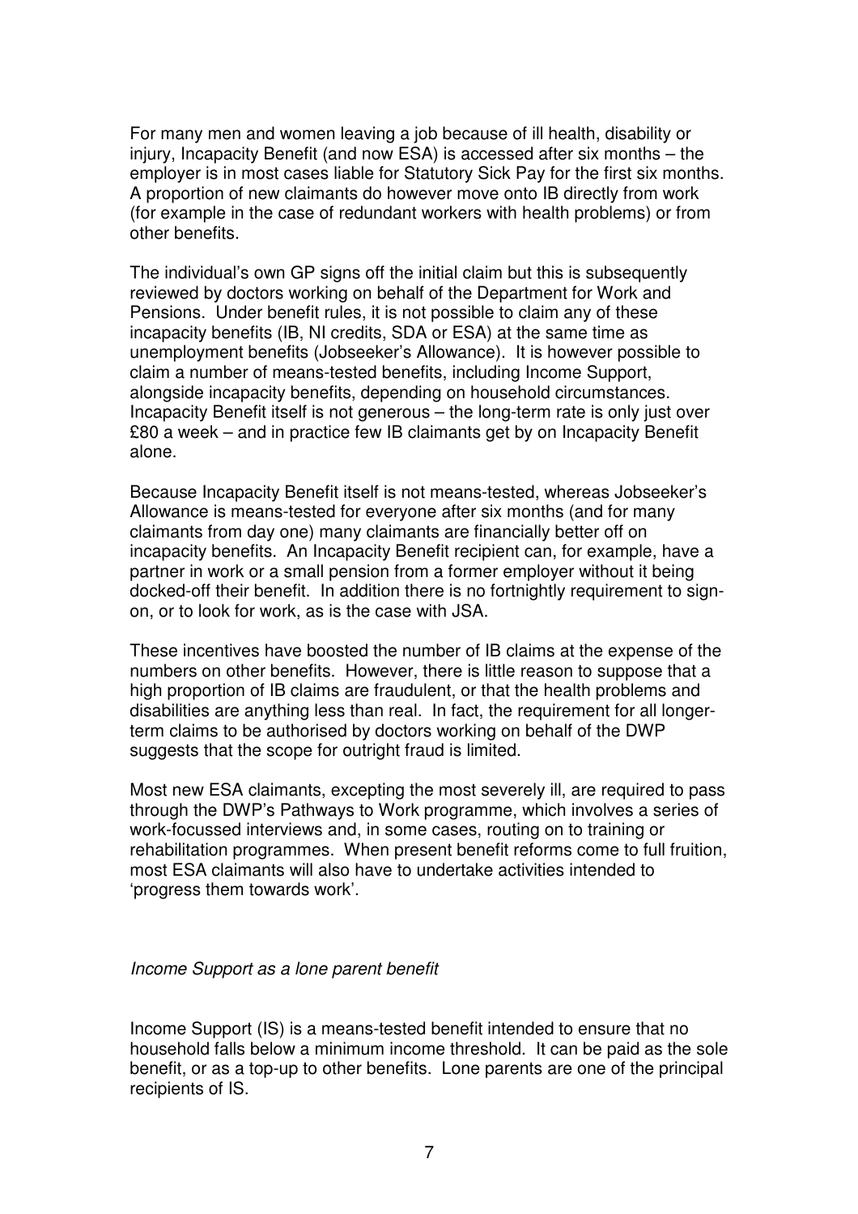For many men and women leaving a job because of ill health, disability or injury, Incapacity Benefit (and now ESA) is accessed after six months – the employer is in most cases liable for Statutory Sick Pay for the first six months. A proportion of new claimants do however move onto IB directly from work (for example in the case of redundant workers with health problems) or from other benefits.

The individual's own GP signs off the initial claim but this is subsequently reviewed by doctors working on behalf of the Department for Work and Pensions. Under benefit rules, it is not possible to claim any of these incapacity benefits (IB, NI credits, SDA or ESA) at the same time as unemployment benefits (Jobseeker's Allowance). It is however possible to claim a number of means-tested benefits, including Income Support, alongside incapacity benefits, depending on household circumstances. Incapacity Benefit itself is not generous – the long-term rate is only just over £80 a week – and in practice few IB claimants get by on Incapacity Benefit alone.

Because Incapacity Benefit itself is not means-tested, whereas Jobseeker's Allowance is means-tested for everyone after six months (and for many claimants from day one) many claimants are financially better off on incapacity benefits. An Incapacity Benefit recipient can, for example, have a partner in work or a small pension from a former employer without it being docked-off their benefit. In addition there is no fortnightly requirement to sign-on, or to look for work, as is the case with JSA.

These incentives have boosted the number of IB claims at the expense of the numbers on other benefits. However, there is little reason to suppose that a high proportion of IB claims are fraudulent, or that the health problems and disabilities are anything less than real. In fact, the requirement for all longer-term claims to be authorised by doctors working on behalf of the DWP suggests that the scope for outright fraud is limited.

Most new ESA claimants, excepting the most severely ill, are required to pass through the DWP's Pathways to Work programme, which involves a series of work-focussed interviews and, in some cases, routing on to training or rehabilitation programmes. When present benefit reforms come to full fruition, most ESA claimants will also have to undertake activities intended to 'progress them towards work'.

*Income Support as a lone parent benefit*

Income Support (IS) is a means-tested benefit intended to ensure that no household falls below a minimum income threshold. It can be paid as the sole benefit, or as a top-up to other benefits. Lone parents are one of the principal recipients of IS.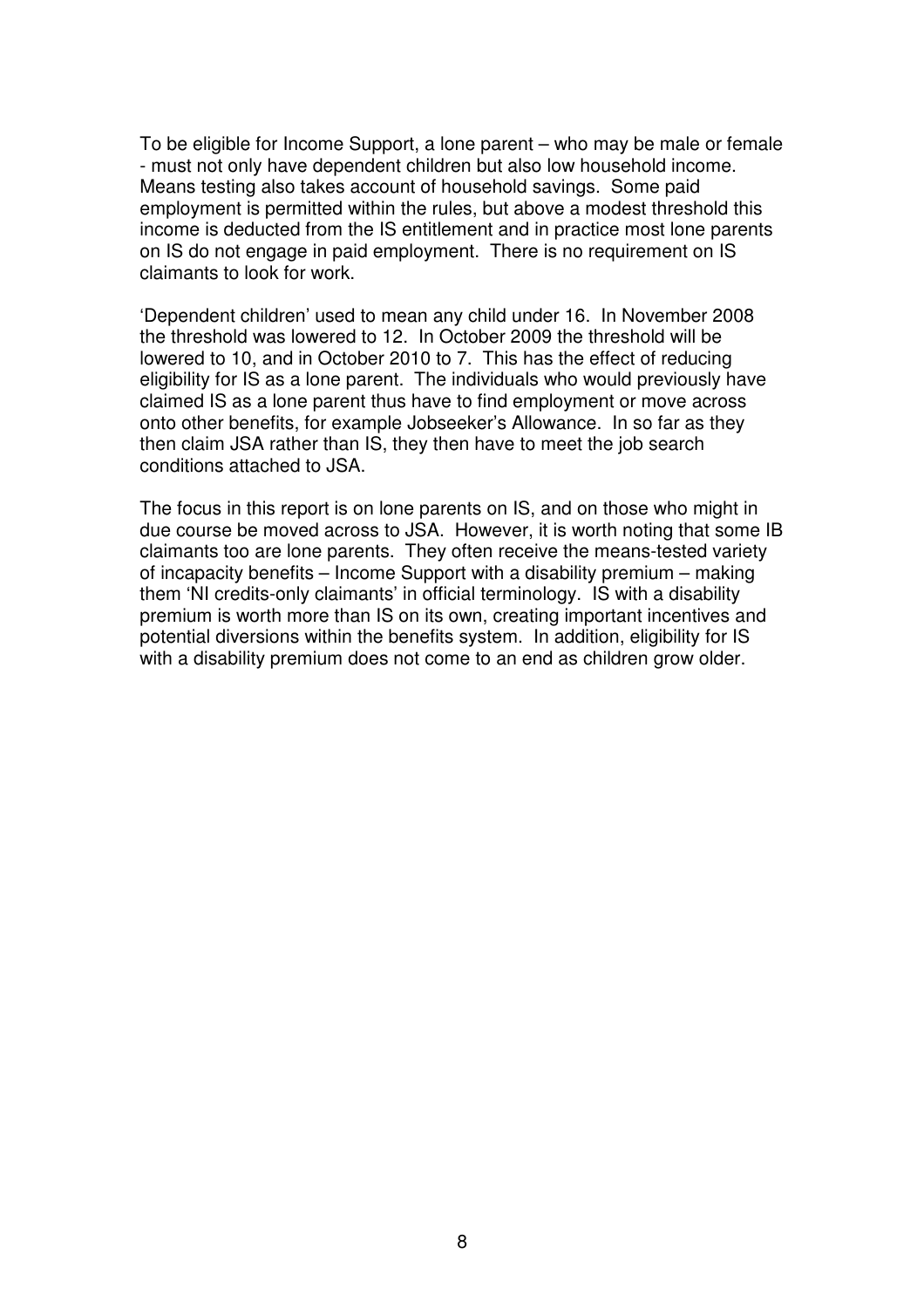To be eligible for Income Support, a lone parent – who may be male or female - must not only have dependent children but also low household income. Means testing also takes account of household savings. Some paid employment is permitted within the rules, but above a modest threshold this income is deducted from the IS entitlement and in practice most lone parents on IS do not engage in paid employment. There is no requirement on IS claimants to look for work.

'Dependent children' used to mean any child under 16. In November 2008 the threshold was lowered to 12. In October 2009 the threshold will be lowered to 10, and in October 2010 to 7. This has the effect of reducing eligibility for IS as a lone parent. The individuals who would previously have claimed IS as a lone parent thus have to find employment or move across onto other benefits, for example Jobseeker's Allowance. In so far as they then claim JSA rather than IS, they then have to meet the job search conditions attached to JSA.

The focus in this report is on lone parents on IS, and on those who might in due course be moved across to JSA. However, it is worth noting that some IB claimants too are lone parents. They often receive the means-tested variety of incapacity benefits – Income Support with a disability premium – making them 'NI credits-only claimants' in official terminology. IS with a disability premium is worth more than IS on its own, creating important incentives and potential diversions within the benefits system. In addition, eligibility for IS with a disability premium does not come to an end as children grow older.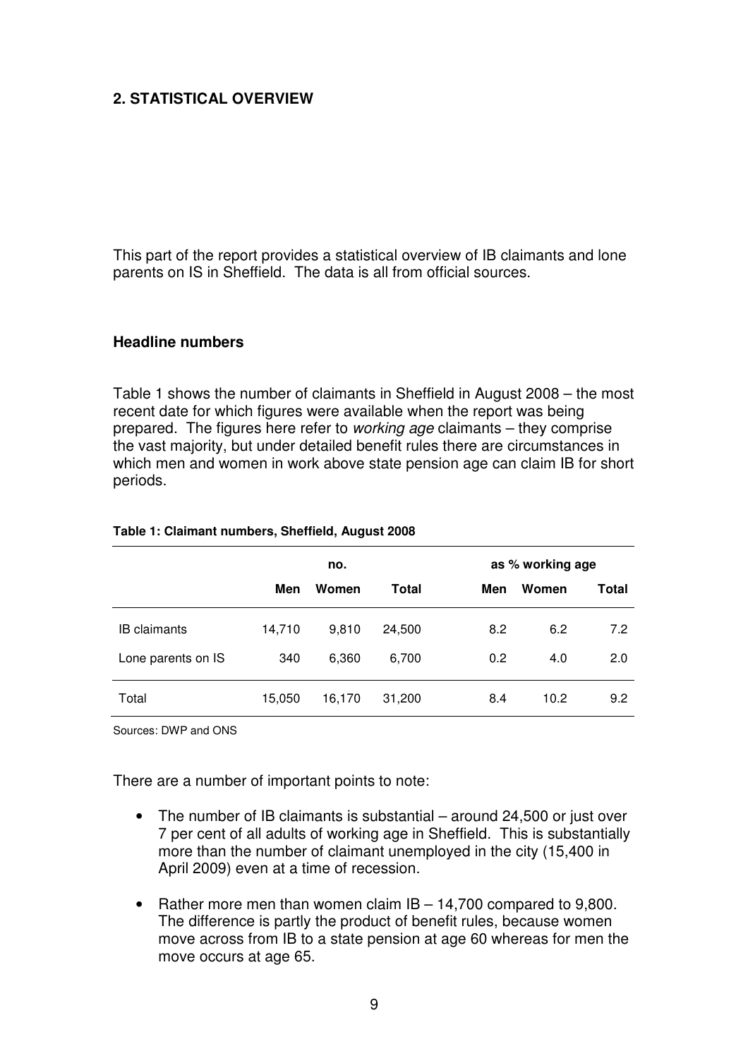## 2. STATISTICAL OVERVIEW

This part of the report provides a statistical overview of IB claimants and lone parents on IS in Sheffield. The data is all from official sources.

### Headline numbers

Table 1 shows the number of claimants in Sheffield in August 2008 – the most recent date for which figures were available when the report was being prepared. The figures here refer to *working age* claimants – they comprise the vast majority, but under detailed benefit rules there are circumstances in which men and women in work above state pension age can claim IB for short periods.

**Table 1: Claimant numbers, Sheffield, August 2008**

| | no. | | | as % working age | | |
|---|---|---|---|---|---|---|
| | **Men** | **Women** | **Total** | **Men** | **Women** | **Total** |
| IB claimants | 14,710 | 9,810 | 24,500 | 8.2 | 6.2 | 7.2 |
| Lone parents on IS | 340 | 6,360 | 6,700 | 0.2 | 4.0 | 2.0 |
| Total | 15,050 | 16,170 | 31,200 | 8.4 | 10.2 | 9.2 |

Sources: DWP and ONS

There are a number of important points to note:

- The number of IB claimants is substantial – around 24,500 or just over 7 per cent of all adults of working age in Sheffield. This is substantially more than the number of claimant unemployed in the city (15,400 in April 2009) even at a time of recession.
- Rather more men than women claim IB – 14,700 compared to 9,800. The difference is partly the product of benefit rules, because women move across from IB to a state pension at age 60 whereas for men the move occurs at age 65.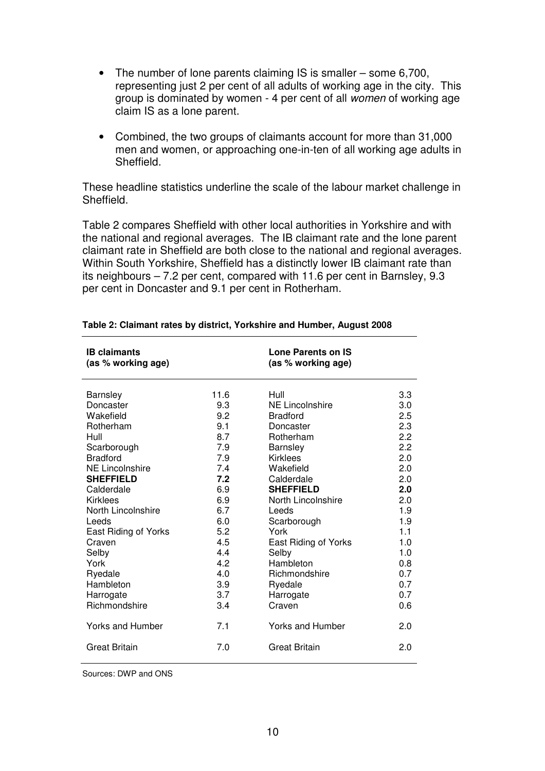- The number of lone parents claiming IS is smaller – some 6,700, representing just 2 per cent of all adults of working age in the city. This group is dominated by women - 4 per cent of all *women* of working age claim IS as a lone parent.
- Combined, the two groups of claimants account for more than 31,000 men and women, or approaching one-in-ten of all working age adults in Sheffield.

These headline statistics underline the scale of the labour market challenge in Sheffield.

Table 2 compares Sheffield with other local authorities in Yorkshire and with the national and regional averages. The IB claimant rate and the lone parent claimant rate in Sheffield are both close to the national and regional averages. Within South Yorkshire, Sheffield has a distinctly lower IB claimant rate than its neighbours – 7.2 per cent, compared with 11.6 per cent in Barnsley, 9.3 per cent in Doncaster and 9.1 per cent in Rotherham.

**Table 2: Claimant rates by district, Yorkshire and Humber, August 2008**

| IB claimants (as % working age) | | Lone Parents on IS (as % working age) | |
|---|---|---|---|
| Barnsley | 11.6 | Hull | 3.3 |
| Doncaster | 9.3 | NE Lincolnshire | 3.0 |
| Wakefield | 9.2 | Bradford | 2.5 |
| Rotherham | 9.1 | Doncaster | 2.3 |
| Hull | 8.7 | Rotherham | 2.2 |
| Scarborough | 7.9 | Barnsley | 2.2 |
| Bradford | 7.9 | Kirklees | 2.0 |
| NE Lincolnshire | 7.4 | Wakefield | 2.0 |
| **SHEFFIELD** | **7.2** | Calderdale | 2.0 |
| Calderdale | 6.9 | **SHEFFIELD** | **2.0** |
| Kirklees | 6.9 | North Lincolnshire | 2.0 |
| North Lincolnshire | 6.7 | Leeds | 1.9 |
| Leeds | 6.0 | Scarborough | 1.9 |
| East Riding of Yorks | 5.2 | York | 1.1 |
| Craven | 4.5 | East Riding of Yorks | 1.0 |
| Selby | 4.4 | Selby | 1.0 |
| York | 4.2 | Hambleton | 0.8 |
| Ryedale | 4.0 | Richmondshire | 0.7 |
| Hambleton | 3.9 | Ryedale | 0.7 |
| Harrogate | 3.7 | Harrogate | 0.7 |
| Richmondshire | 3.4 | Craven | 0.6 |
| Yorks and Humber | 7.1 | Yorks and Humber | 2.0 |
| Great Britain | 7.0 | Great Britain | 2.0 |

Sources: DWP and ONS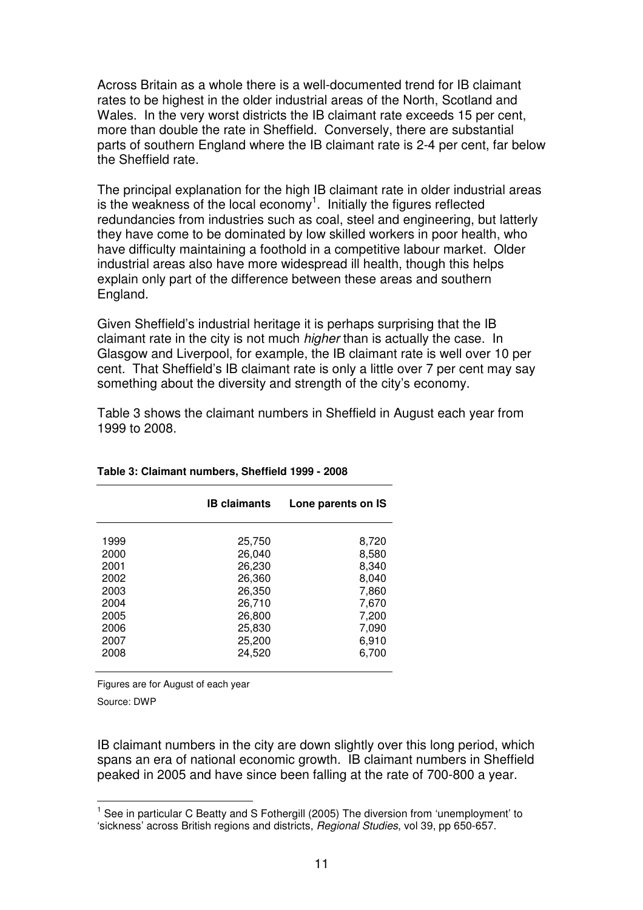Across Britain as a whole there is a well-documented trend for IB claimant rates to be highest in the older industrial areas of the North, Scotland and Wales. In the very worst districts the IB claimant rate exceeds 15 per cent, more than double the rate in Sheffield. Conversely, there are substantial parts of southern England where the IB claimant rate is 2-4 per cent, far below the Sheffield rate.

The principal explanation for the high IB claimant rate in older industrial areas is the weakness of the local economy[1]. Initially the figures reflected redundancies from industries such as coal, steel and engineering, but latterly they have come to be dominated by low skilled workers in poor health, who have difficulty maintaining a foothold in a competitive labour market. Older industrial areas also have more widespread ill health, though this helps explain only part of the difference between these areas and southern England.

Given Sheffield's industrial heritage it is perhaps surprising that the IB claimant rate in the city is not much *higher* than is actually the case. In Glasgow and Liverpool, for example, the IB claimant rate is well over 10 per cent. That Sheffield's IB claimant rate is only a little over 7 per cent may say something about the diversity and strength of the city's economy.

Table 3 shows the claimant numbers in Sheffield in August each year from 1999 to 2008.

**Table 3: Claimant numbers, Sheffield 1999 - 2008**

| | IB claimants | Lone parents on IS |
|---|---|---|
| 1999 | 25,750 | 8,720 |
| 2000 | 26,040 | 8,580 |
| 2001 | 26,230 | 8,340 |
| 2002 | 26,360 | 8,040 |
| 2003 | 26,350 | 7,860 |
| 2004 | 26,710 | 7,670 |
| 2005 | 26,800 | 7,200 |
| 2006 | 25,830 | 7,090 |
| 2007 | 25,200 | 6,910 |
| 2008 | 24,520 | 6,700 |

Figures are for August of each year

Source: DWP

IB claimant numbers in the city are down slightly over this long period, which spans an era of national economic growth. IB claimant numbers in Sheffield peaked in 2005 and have since been falling at the rate of 700-800 a year.

[1] See in particular C Beatty and S Fothergill (2005) The diversion from 'unemployment' to 'sickness' across British regions and districts, *Regional Studies*, vol 39, pp 650-657.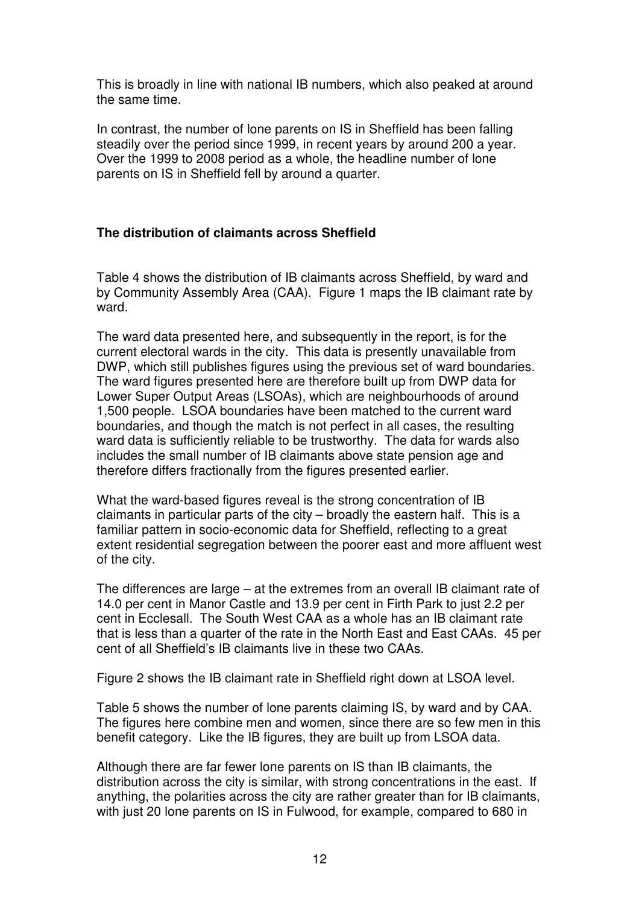This is broadly in line with national IB numbers, which also peaked at around the same time.

In contrast, the number of lone parents on IS in Sheffield has been falling steadily over the period since 1999, in recent years by around 200 a year. Over the 1999 to 2008 period as a whole, the headline number of lone parents on IS in Sheffield fell by around a quarter.

**The distribution of claimants across Sheffield**

Table 4 shows the distribution of IB claimants across Sheffield, by ward and by Community Assembly Area (CAA). Figure 1 maps the IB claimant rate by ward.

The ward data presented here, and subsequently in the report, is for the current electoral wards in the city. This data is presently unavailable from DWP, which still publishes figures using the previous set of ward boundaries. The ward figures presented here are therefore built up from DWP data for Lower Super Output Areas (LSOAs), which are neighbourhoods of around 1,500 people. LSOA boundaries have been matched to the current ward boundaries, and though the match is not perfect in all cases, the resulting ward data is sufficiently reliable to be trustworthy. The data for wards also includes the small number of IB claimants above state pension age and therefore differs fractionally from the figures presented earlier.

What the ward-based figures reveal is the strong concentration of IB claimants in particular parts of the city – broadly the eastern half. This is a familiar pattern in socio-economic data for Sheffield, reflecting to a great extent residential segregation between the poorer east and more affluent west of the city.

The differences are large – at the extremes from an overall IB claimant rate of 14.0 per cent in Manor Castle and 13.9 per cent in Firth Park to just 2.2 per cent in Ecclesall. The South West CAA as a whole has an IB claimant rate that is less than a quarter of the rate in the North East and East CAAs. 45 per cent of all Sheffield's IB claimants live in these two CAAs.

Figure 2 shows the IB claimant rate in Sheffield right down at LSOA level.

Table 5 shows the number of lone parents claiming IS, by ward and by CAA. The figures here combine men and women, since there are so few men in this benefit category. Like the IB figures, they are built up from LSOA data.

Although there are far fewer lone parents on IS than IB claimants, the distribution across the city is similar, with strong concentrations in the east. If anything, the polarities across the city are rather greater than for IB claimants, with just 20 lone parents on IS in Fulwood, for example, compared to 680 in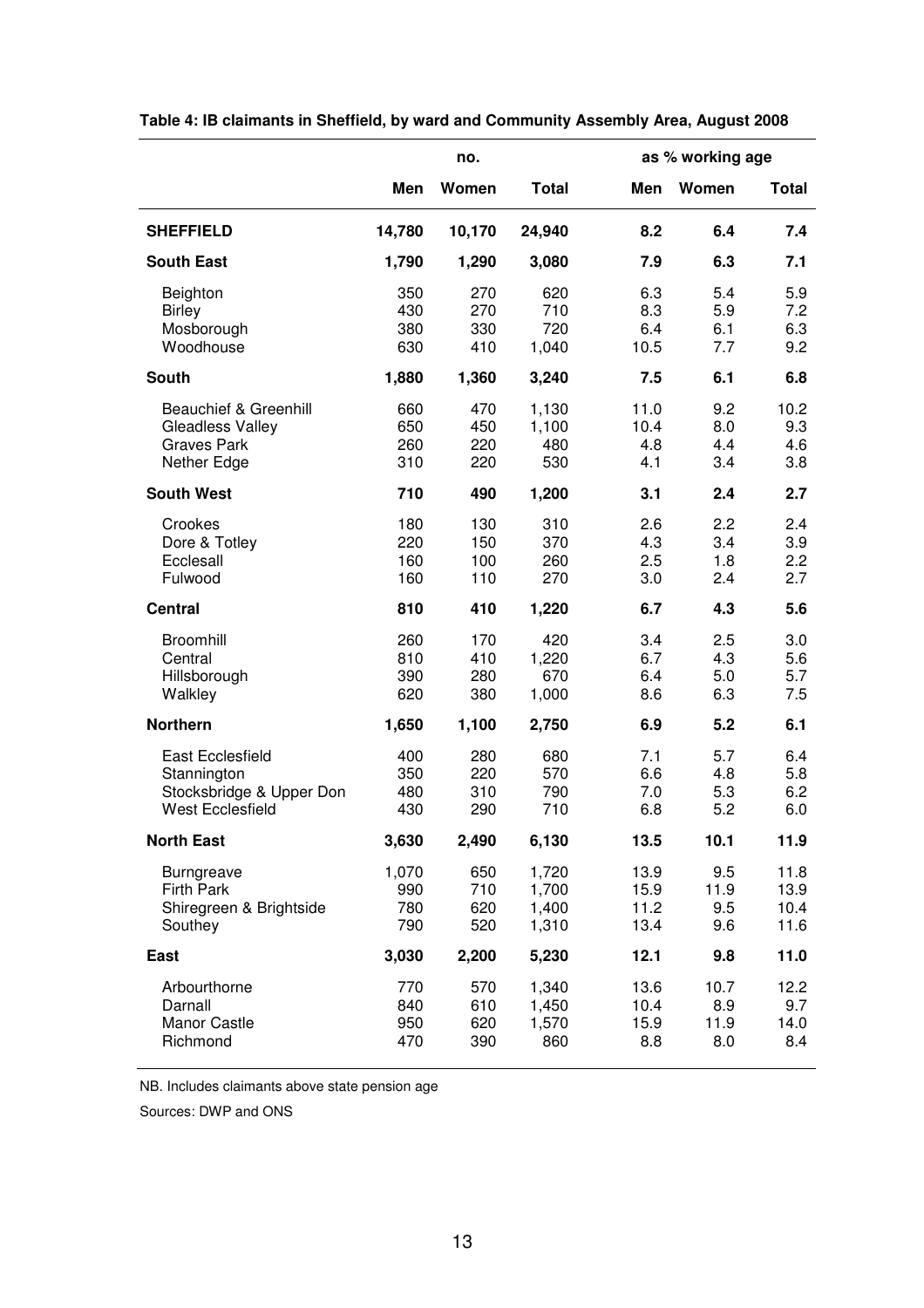**Table 4: IB claimants in Sheffield, by ward and Community Assembly Area, August 2008**

| | no. | | | as % working age | | |
|---|---|---|---|---|---|---|
| | Men | Women | Total | Men | Women | Total |
| **SHEFFIELD** | **14,780** | **10,170** | **24,940** | **8.2** | **6.4** | **7.4** |
| **South East** | **1,790** | **1,290** | **3,080** | **7.9** | **6.3** | **7.1** |
| Beighton | 350 | 270 | 620 | 6.3 | 5.4 | 5.9 |
| Birley | 430 | 270 | 710 | 8.3 | 5.9 | 7.2 |
| Mosborough | 380 | 330 | 720 | 6.4 | 6.1 | 6.3 |
| Woodhouse | 630 | 410 | 1,040 | 10.5 | 7.7 | 9.2 |
| **South** | **1,880** | **1,360** | **3,240** | **7.5** | **6.1** | **6.8** |
| Beauchief & Greenhill | 660 | 470 | 1,130 | 11.0 | 9.2 | 10.2 |
| Gleadless Valley | 650 | 450 | 1,100 | 10.4 | 8.0 | 9.3 |
| Graves Park | 260 | 220 | 480 | 4.8 | 4.4 | 4.6 |
| Nether Edge | 310 | 220 | 530 | 4.1 | 3.4 | 3.8 |
| **South West** | **710** | **490** | **1,200** | **3.1** | **2.4** | **2.7** |
| Crookes | 180 | 130 | 310 | 2.6 | 2.2 | 2.4 |
| Dore & Totley | 220 | 150 | 370 | 4.3 | 3.4 | 3.9 |
| Ecclesall | 160 | 100 | 260 | 2.5 | 1.8 | 2.2 |
| Fulwood | 160 | 110 | 270 | 3.0 | 2.4 | 2.7 |
| **Central** | **810** | **410** | **1,220** | **6.7** | **4.3** | **5.6** |
| Broomhill | 260 | 170 | 420 | 3.4 | 2.5 | 3.0 |
| Central | 810 | 410 | 1,220 | 6.7 | 4.3 | 5.6 |
| Hillsborough | 390 | 280 | 670 | 6.4 | 5.0 | 5.7 |
| Walkley | 620 | 380 | 1,000 | 8.6 | 6.3 | 7.5 |
| **Northern** | **1,650** | **1,100** | **2,750** | **6.9** | **5.2** | **6.1** |
| East Ecclesfield | 400 | 280 | 680 | 7.1 | 5.7 | 6.4 |
| Stannington | 350 | 220 | 570 | 6.6 | 4.8 | 5.8 |
| Stocksbridge & Upper Don | 480 | 310 | 790 | 7.0 | 5.3 | 6.2 |
| West Ecclesfield | 430 | 290 | 710 | 6.8 | 5.2 | 6.0 |
| **North East** | **3,630** | **2,490** | **6,130** | **13.5** | **10.1** | **11.9** |
| Burngreave | 1,070 | 650 | 1,720 | 13.9 | 9.5 | 11.8 |
| Firth Park | 990 | 710 | 1,700 | 15.9 | 11.9 | 13.9 |
| Shiregreen & Brightside | 780 | 620 | 1,400 | 11.2 | 9.5 | 10.4 |
| Southey | 790 | 520 | 1,310 | 13.4 | 9.6 | 11.6 |
| **East** | **3,030** | **2,200** | **5,230** | **12.1** | **9.8** | **11.0** |
| Arbourthorne | 770 | 570 | 1,340 | 13.6 | 10.7 | 12.2 |
| Darnall | 840 | 610 | 1,450 | 10.4 | 8.9 | 9.7 |
| Manor Castle | 950 | 620 | 1,570 | 15.9 | 11.9 | 14.0 |
| Richmond | 470 | 390 | 860 | 8.8 | 8.0 | 8.4 |

NB. Includes claimants above state pension age

Sources: DWP and ONS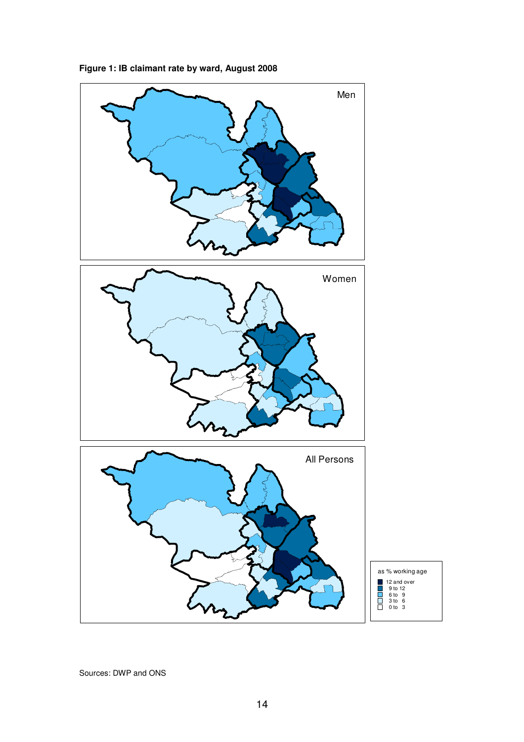**Figure 1: IB claimant rate by ward, August 2008**

Men

Women

All Persons

as % working age

- 12 and over
- 9 to 12
- 6 to 9
- 3 to 6
- 0 to 3

Sources: DWP and ONS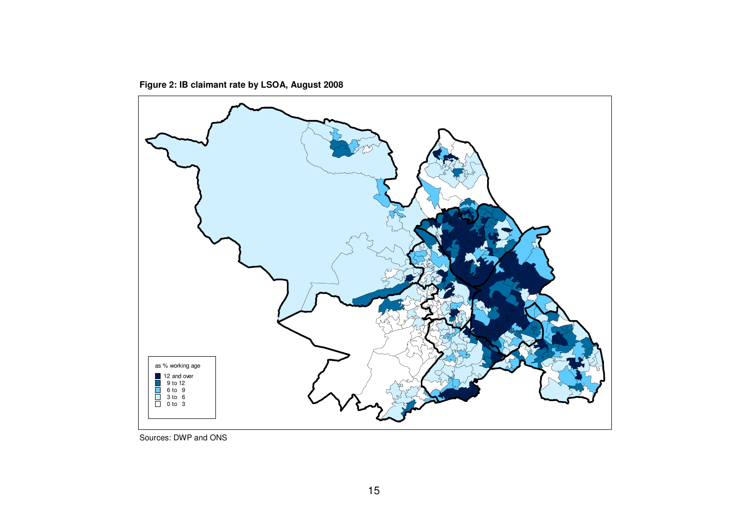**Figure 2: IB claimant rate by LSOA, August 2008**

Sources: DWP and ONS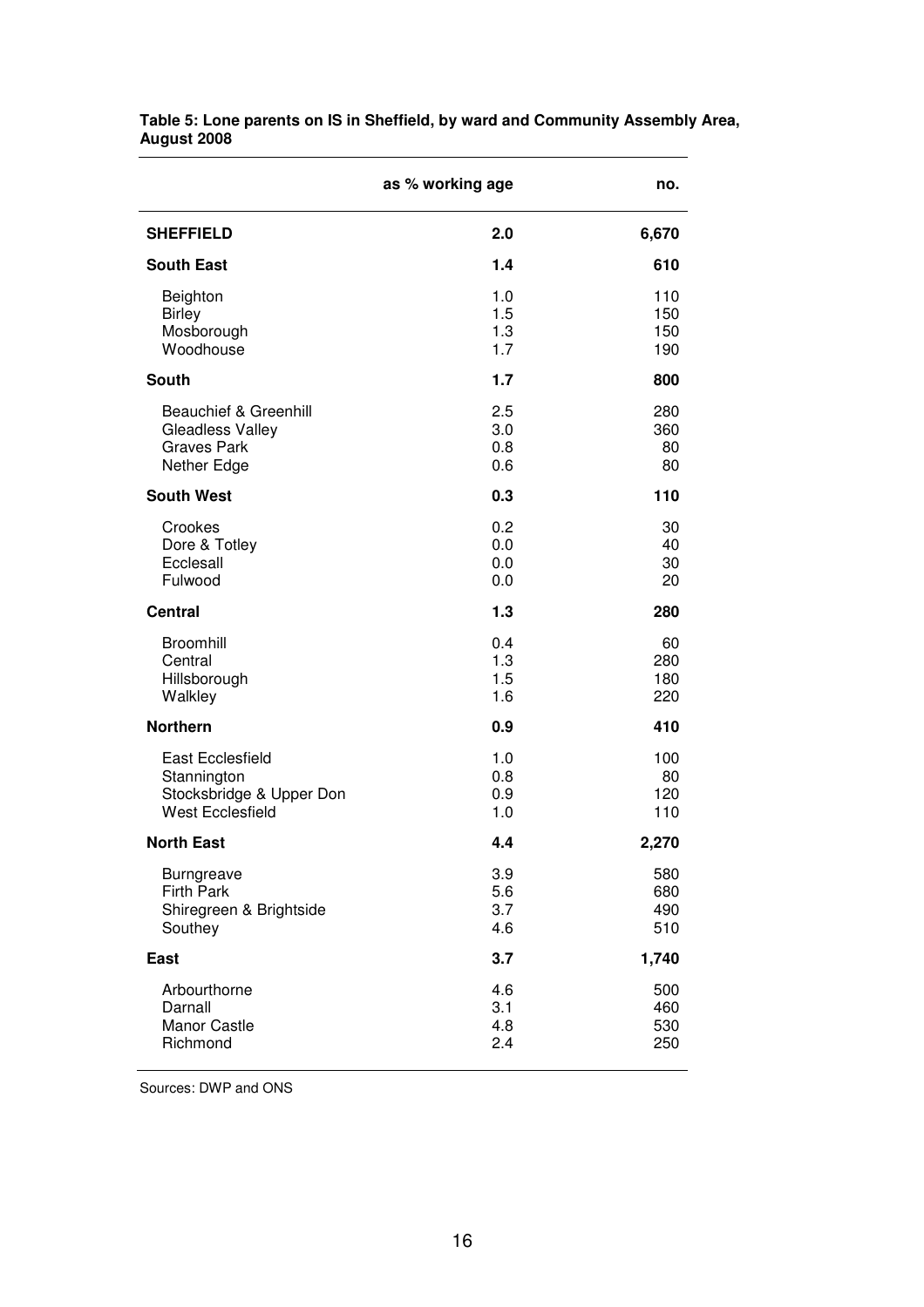**Table 5: Lone parents on IS in Sheffield, by ward and Community Assembly Area, August 2008**

| | as % working age | no. |
|---|---|---|
| **SHEFFIELD** | **2.0** | **6,670** |
| **South East** | **1.4** | **610** |
| Beighton | 1.0 | 110 |
| Birley | 1.5 | 150 |
| Mosborough | 1.3 | 150 |
| Woodhouse | 1.7 | 190 |
| **South** | **1.7** | **800** |
| Beauchief & Greenhill | 2.5 | 280 |
| Gleadless Valley | 3.0 | 360 |
| Graves Park | 0.8 | 80 |
| Nether Edge | 0.6 | 80 |
| **South West** | **0.3** | **110** |
| Crookes | 0.2 | 30 |
| Dore & Totley | 0.0 | 40 |
| Ecclesall | 0.0 | 30 |
| Fulwood | 0.0 | 20 |
| **Central** | **1.3** | **280** |
| Broomhill | 0.4 | 60 |
| Central | 1.3 | 280 |
| Hillsborough | 1.5 | 180 |
| Walkley | 1.6 | 220 |
| **Northern** | **0.9** | **410** |
| East Ecclesfield | 1.0 | 100 |
| Stannington | 0.8 | 80 |
| Stocksbridge & Upper Don | 0.9 | 120 |
| West Ecclesfield | 1.0 | 110 |
| **North East** | **4.4** | **2,270** |
| Burngreave | 3.9 | 580 |
| Firth Park | 5.6 | 680 |
| Shiregreen & Brightside | 3.7 | 490 |
| Southey | 4.6 | 510 |
| **East** | **3.7** | **1,740** |
| Arbourthorne | 4.6 | 500 |
| Darnall | 3.1 | 460 |
| Manor Castle | 4.8 | 530 |
| Richmond | 2.4 | 250 |

Sources: DWP and ONS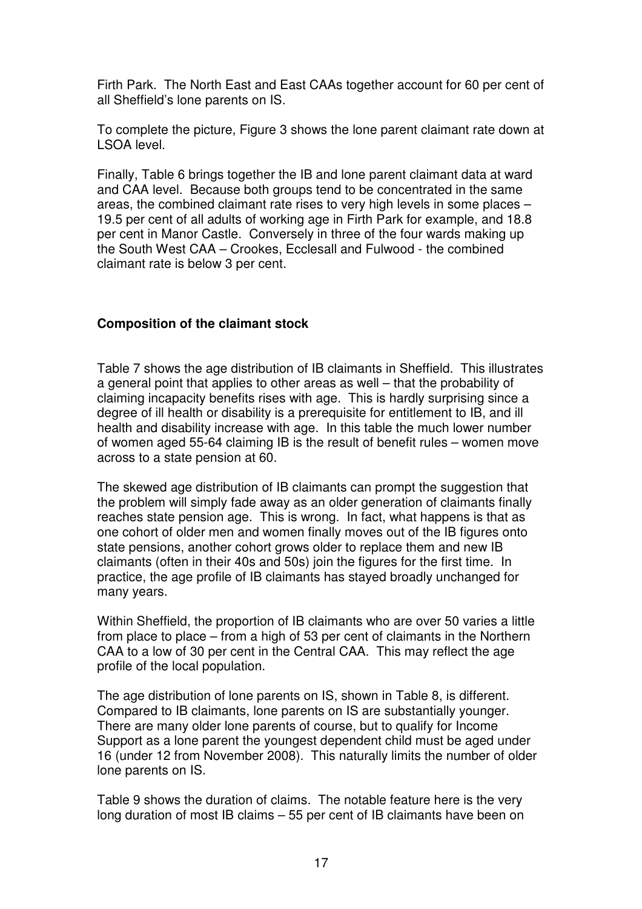Firth Park. The North East and East CAAs together account for 60 per cent of all Sheffield's lone parents on IS.

To complete the picture, Figure 3 shows the lone parent claimant rate down at LSOA level.

Finally, Table 6 brings together the IB and lone parent claimant data at ward and CAA level. Because both groups tend to be concentrated in the same areas, the combined claimant rate rises to very high levels in some places – 19.5 per cent of all adults of working age in Firth Park for example, and 18.8 per cent in Manor Castle. Conversely in three of the four wards making up the South West CAA – Crookes, Ecclesall and Fulwood - the combined claimant rate is below 3 per cent.

**Composition of the claimant stock**

Table 7 shows the age distribution of IB claimants in Sheffield. This illustrates a general point that applies to other areas as well – that the probability of claiming incapacity benefits rises with age. This is hardly surprising since a degree of ill health or disability is a prerequisite for entitlement to IB, and ill health and disability increase with age. In this table the much lower number of women aged 55-64 claiming IB is the result of benefit rules – women move across to a state pension at 60.

The skewed age distribution of IB claimants can prompt the suggestion that the problem will simply fade away as an older generation of claimants finally reaches state pension age. This is wrong. In fact, what happens is that as one cohort of older men and women finally moves out of the IB figures onto state pensions, another cohort grows older to replace them and new IB claimants (often in their 40s and 50s) join the figures for the first time. In practice, the age profile of IB claimants has stayed broadly unchanged for many years.

Within Sheffield, the proportion of IB claimants who are over 50 varies a little from place to place – from a high of 53 per cent of claimants in the Northern CAA to a low of 30 per cent in the Central CAA. This may reflect the age profile of the local population.

The age distribution of lone parents on IS, shown in Table 8, is different. Compared to IB claimants, lone parents on IS are substantially younger. There are many older lone parents of course, but to qualify for Income Support as a lone parent the youngest dependent child must be aged under 16 (under 12 from November 2008). This naturally limits the number of older lone parents on IS.

Table 9 shows the duration of claims. The notable feature here is the very long duration of most IB claims – 55 per cent of IB claimants have been on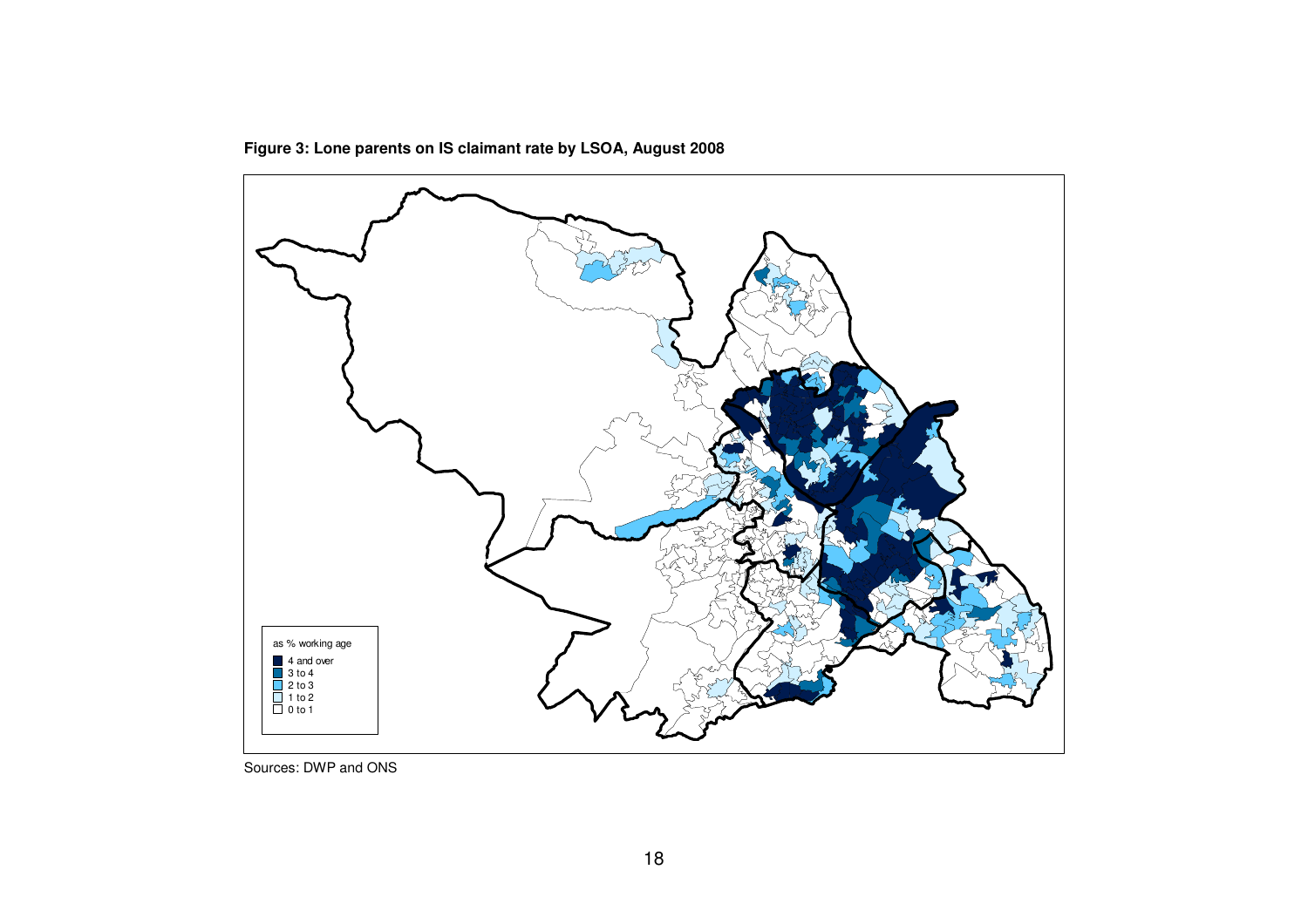**Figure 3: Lone parents on IS claimant rate by LSOA, August 2008**

as % working age

- 4 and over
- 3 to 4
- 2 to 3
- 1 to 2
- 0 to 1

Sources: DWP and ONS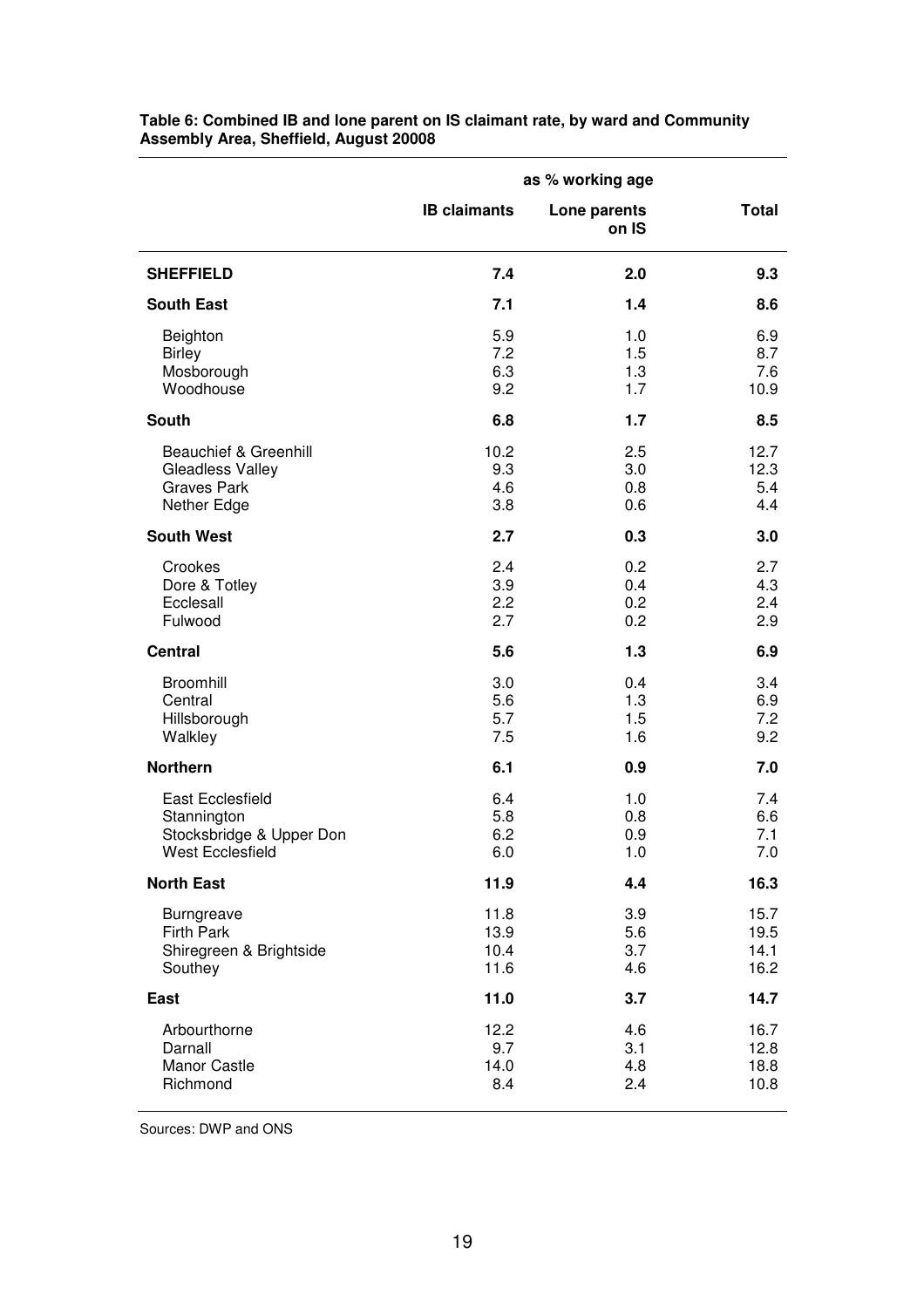**Table 6: Combined IB and lone parent on IS claimant rate, by ward and Community Assembly Area, Sheffield, August 20008**

| | as % working age | | |
|---|---|---|---|
| | IB claimants | Lone parents on IS | Total |
| **SHEFFIELD** | **7.4** | **2.0** | **9.3** |
| **South East** | **7.1** | **1.4** | **8.6** |
| Beighton | 5.9 | 1.0 | 6.9 |
| Birley | 7.2 | 1.5 | 8.7 |
| Mosborough | 6.3 | 1.3 | 7.6 |
| Woodhouse | 9.2 | 1.7 | 10.9 |
| **South** | **6.8** | **1.7** | **8.5** |
| Beauchief & Greenhill | 10.2 | 2.5 | 12.7 |
| Gleadless Valley | 9.3 | 3.0 | 12.3 |
| Graves Park | 4.6 | 0.8 | 5.4 |
| Nether Edge | 3.8 | 0.6 | 4.4 |
| **South West** | **2.7** | **0.3** | **3.0** |
| Crookes | 2.4 | 0.2 | 2.7 |
| Dore & Totley | 3.9 | 0.4 | 4.3 |
| Ecclesall | 2.2 | 0.2 | 2.4 |
| Fulwood | 2.7 | 0.2 | 2.9 |
| **Central** | **5.6** | **1.3** | **6.9** |
| Broomhill | 3.0 | 0.4 | 3.4 |
| Central | 5.6 | 1.3 | 6.9 |
| Hillsborough | 5.7 | 1.5 | 7.2 |
| Walkley | 7.5 | 1.6 | 9.2 |
| **Northern** | **6.1** | **0.9** | **7.0** |
| East Ecclesfield | 6.4 | 1.0 | 7.4 |
| Stannington | 5.8 | 0.8 | 6.6 |
| Stocksbridge & Upper Don | 6.2 | 0.9 | 7.1 |
| West Ecclesfield | 6.0 | 1.0 | 7.0 |
| **North East** | **11.9** | **4.4** | **16.3** |
| Burngreave | 11.8 | 3.9 | 15.7 |
| Firth Park | 13.9 | 5.6 | 19.5 |
| Shiregreen & Brightside | 10.4 | 3.7 | 14.1 |
| Southey | 11.6 | 4.6 | 16.2 |
| **East** | **11.0** | **3.7** | **14.7** |
| Arbourthorne | 12.2 | 4.6 | 16.7 |
| Darnall | 9.7 | 3.1 | 12.8 |
| Manor Castle | 14.0 | 4.8 | 18.8 |
| Richmond | 8.4 | 2.4 | 10.8 |

Sources: DWP and ONS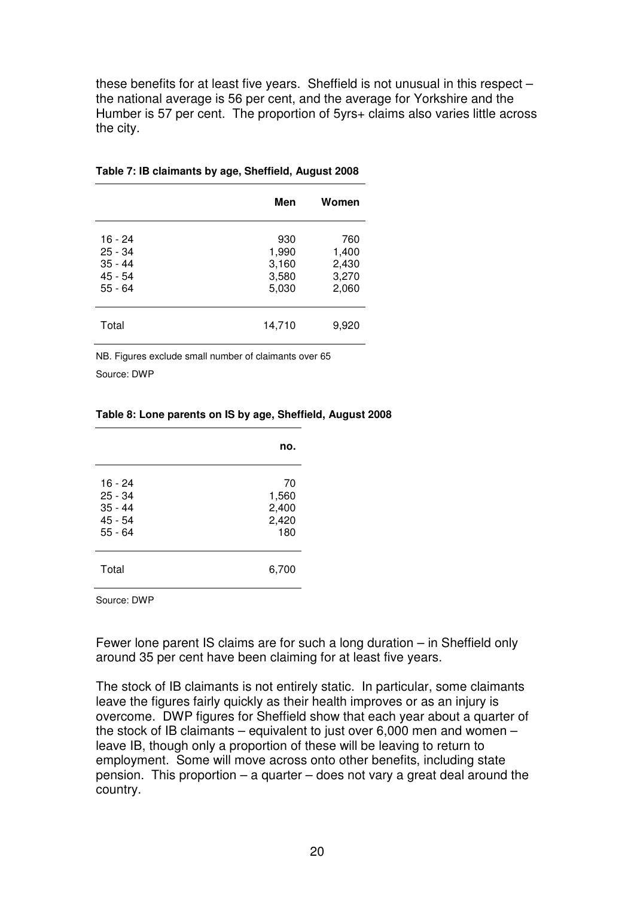these benefits for at least five years. Sheffield is not unusual in this respect – the national average is 56 per cent, and the average for Yorkshire and the Humber is 57 per cent. The proportion of 5yrs+ claims also varies little across the city.

**Table 7: IB claimants by age, Sheffield, August 2008**

| | Men | Women |
|---|---|---|
| 16 - 24 | 930 | 760 |
| 25 - 34 | 1,990 | 1,400 |
| 35 - 44 | 3,160 | 2,430 |
| 45 - 54 | 3,580 | 3,270 |
| 55 - 64 | 5,030 | 2,060 |
| Total | 14,710 | 9,920 |

NB. Figures exclude small number of claimants over 65

Source: DWP

**Table 8: Lone parents on IS by age, Sheffield, August 2008**

| | no. |
|---|---|
| 16 - 24 | 70 |
| 25 - 34 | 1,560 |
| 35 - 44 | 2,400 |
| 45 - 54 | 2,420 |
| 55 - 64 | 180 |
| Total | 6,700 |

Source: DWP

Fewer lone parent IS claims are for such a long duration – in Sheffield only around 35 per cent have been claiming for at least five years.

The stock of IB claimants is not entirely static. In particular, some claimants leave the figures fairly quickly as their health improves or as an injury is overcome. DWP figures for Sheffield show that each year about a quarter of the stock of IB claimants – equivalent to just over 6,000 men and women – leave IB, though only a proportion of these will be leaving to return to employment. Some will move across onto other benefits, including state pension. This proportion – a quarter – does not vary a great deal around the country.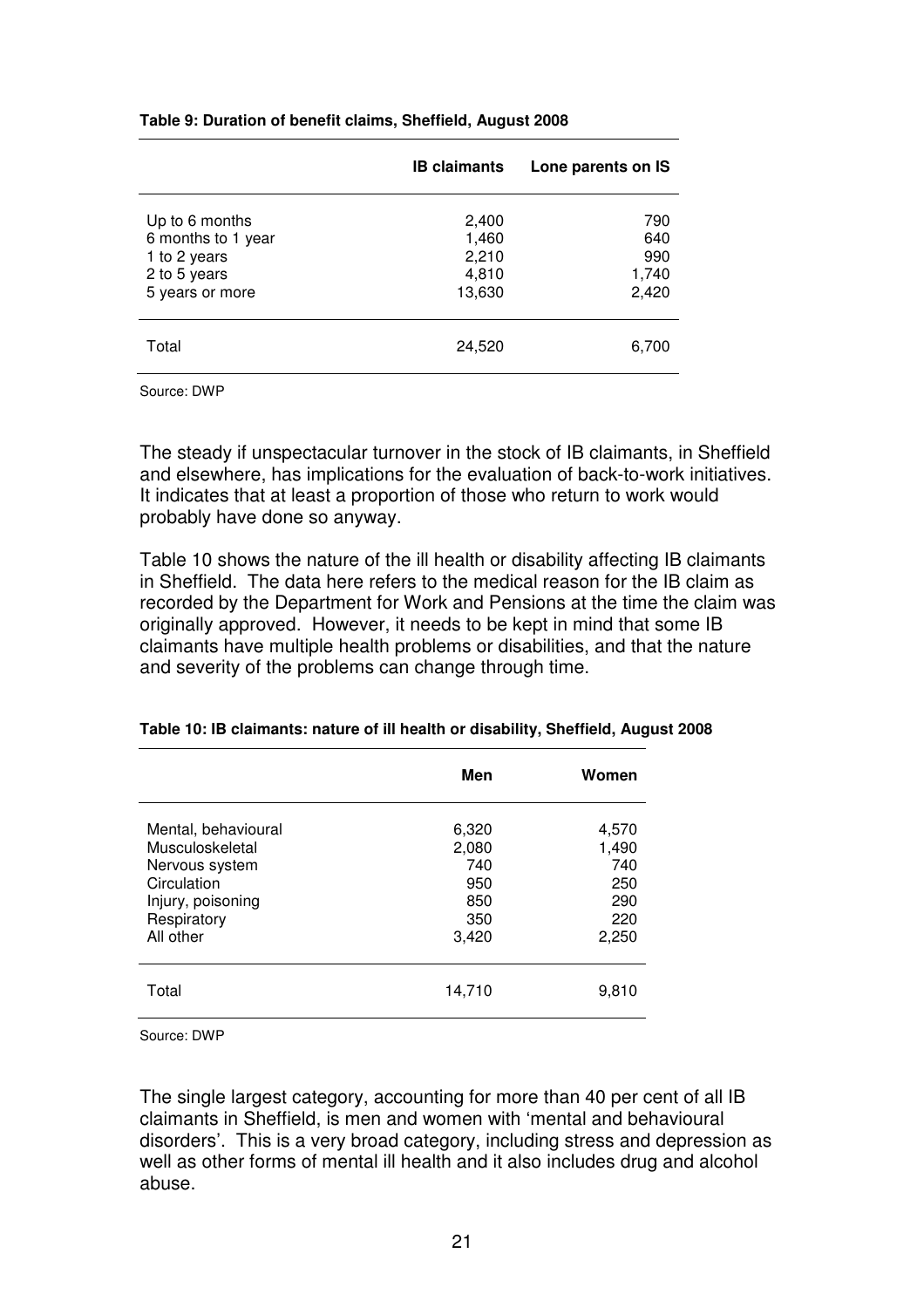**Table 9: Duration of benefit claims, Sheffield, August 2008**

| | IB claimants | Lone parents on IS |
|---|---|---|
| Up to 6 months | 2,400 | 790 |
| 6 months to 1 year | 1,460 | 640 |
| 1 to 2 years | 2,210 | 990 |
| 2 to 5 years | 4,810 | 1,740 |
| 5 years or more | 13,630 | 2,420 |
| Total | 24,520 | 6,700 |

Source: DWP

The steady if unspectacular turnover in the stock of IB claimants, in Sheffield and elsewhere, has implications for the evaluation of back-to-work initiatives. It indicates that at least a proportion of those who return to work would probably have done so anyway.

Table 10 shows the nature of the ill health or disability affecting IB claimants in Sheffield. The data here refers to the medical reason for the IB claim as recorded by the Department for Work and Pensions at the time the claim was originally approved. However, it needs to be kept in mind that some IB claimants have multiple health problems or disabilities, and that the nature and severity of the problems can change through time.

**Table 10: IB claimants: nature of ill health or disability, Sheffield, August 2008**

| | Men | Women |
|---|---|---|
| Mental, behavioural | 6,320 | 4,570 |
| Musculoskeletal | 2,080 | 1,490 |
| Nervous system | 740 | 740 |
| Circulation | 950 | 250 |
| Injury, poisoning | 850 | 290 |
| Respiratory | 350 | 220 |
| All other | 3,420 | 2,250 |
| Total | 14,710 | 9,810 |

Source: DWP

The single largest category, accounting for more than 40 per cent of all IB claimants in Sheffield, is men and women with 'mental and behavioural disorders'. This is a very broad category, including stress and depression as well as other forms of mental ill health and it also includes drug and alcohol abuse.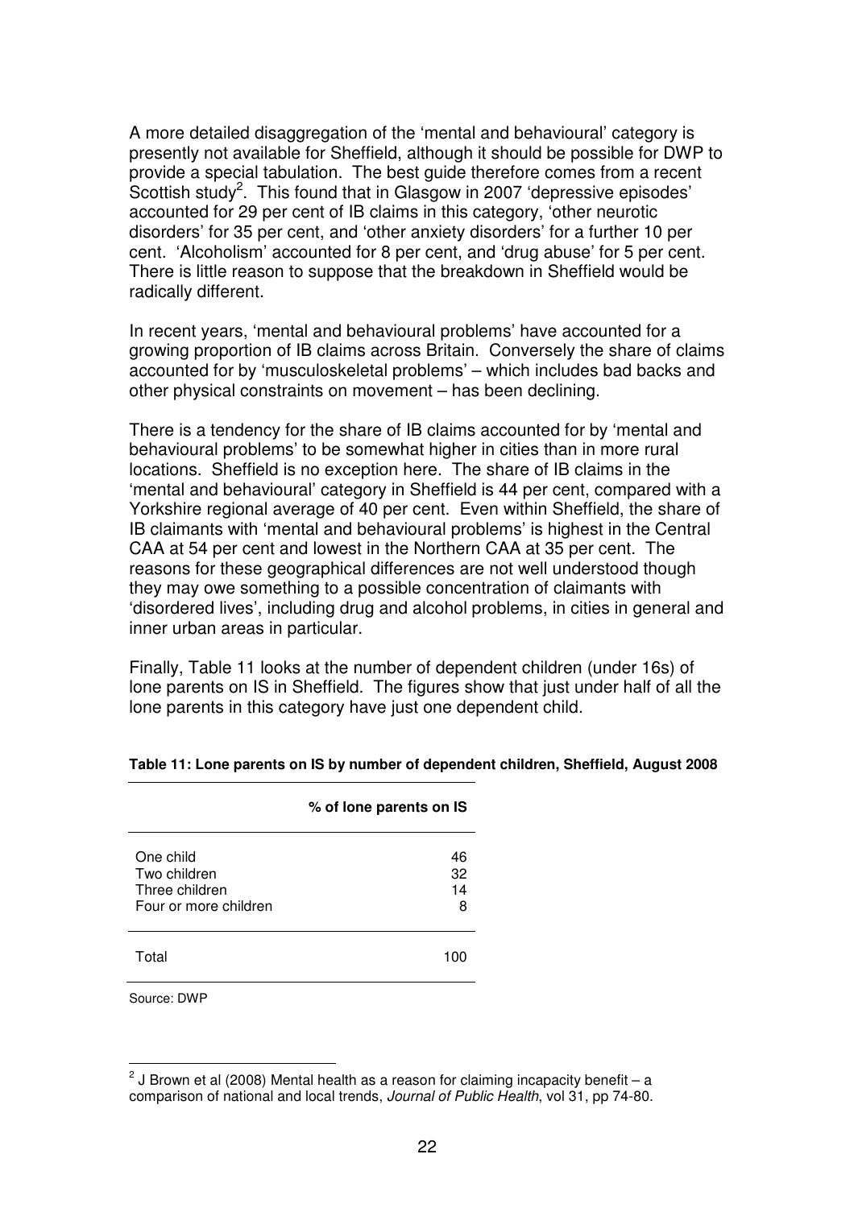A more detailed disaggregation of the 'mental and behavioural' category is presently not available for Sheffield, although it should be possible for DWP to provide a special tabulation. The best guide therefore comes from a recent Scottish study[2]. This found that in Glasgow in 2007 'depressive episodes' accounted for 29 per cent of IB claims in this category, 'other neurotic disorders' for 35 per cent, and 'other anxiety disorders' for a further 10 per cent. 'Alcoholism' accounted for 8 per cent, and 'drug abuse' for 5 per cent. There is little reason to suppose that the breakdown in Sheffield would be radically different.

In recent years, 'mental and behavioural problems' have accounted for a growing proportion of IB claims across Britain. Conversely the share of claims accounted for by 'musculoskeletal problems' – which includes bad backs and other physical constraints on movement – has been declining.

There is a tendency for the share of IB claims accounted for by 'mental and behavioural problems' to be somewhat higher in cities than in more rural locations. Sheffield is no exception here. The share of IB claims in the 'mental and behavioural' category in Sheffield is 44 per cent, compared with a Yorkshire regional average of 40 per cent. Even within Sheffield, the share of IB claimants with 'mental and behavioural problems' is highest in the Central CAA at 54 per cent and lowest in the Northern CAA at 35 per cent. The reasons for these geographical differences are not well understood though they may owe something to a possible concentration of claimants with 'disordered lives', including drug and alcohol problems, in cities in general and inner urban areas in particular.

Finally, Table 11 looks at the number of dependent children (under 16s) of lone parents on IS in Sheffield. The figures show that just under half of all the lone parents in this category have just one dependent child.

**Table 11: Lone parents on IS by number of dependent children, Sheffield, August 2008**

| | % of lone parents on IS |
|---|---|
| One child | 46 |
| Two children | 32 |
| Three children | 14 |
| Four or more children | 8 |
| Total | 100 |

Source: DWP

[2] J Brown et al (2008) Mental health as a reason for claiming incapacity benefit – a comparison of national and local trends, *Journal of Public Health*, vol 31, pp 74-80.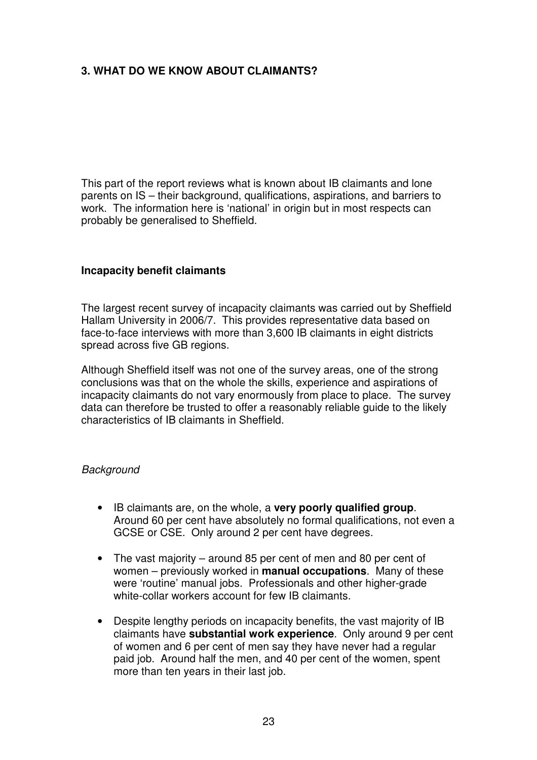## 3. WHAT DO WE KNOW ABOUT CLAIMANTS?

This part of the report reviews what is known about IB claimants and lone parents on IS – their background, qualifications, aspirations, and barriers to work. The information here is 'national' in origin but in most respects can probably be generalised to Sheffield.

### Incapacity benefit claimants

The largest recent survey of incapacity claimants was carried out by Sheffield Hallam University in 2006/7. This provides representative data based on face-to-face interviews with more than 3,600 IB claimants in eight districts spread across five GB regions.

Although Sheffield itself was not one of the survey areas, one of the strong conclusions was that on the whole the skills, experience and aspirations of incapacity claimants do not vary enormously from place to place. The survey data can therefore be trusted to offer a reasonably reliable guide to the likely characteristics of IB claimants in Sheffield.

*Background*

- IB claimants are, on the whole, a **very poorly qualified group**. Around 60 per cent have absolutely no formal qualifications, not even a GCSE or CSE. Only around 2 per cent have degrees.

- The vast majority – around 85 per cent of men and 80 per cent of women – previously worked in **manual occupations**. Many of these were 'routine' manual jobs. Professionals and other higher-grade white-collar workers account for few IB claimants.

- Despite lengthy periods on incapacity benefits, the vast majority of IB claimants have **substantial work experience**. Only around 9 per cent of women and 6 per cent of men say they have never had a regular paid job. Around half the men, and 40 per cent of the women, spent more than ten years in their last job.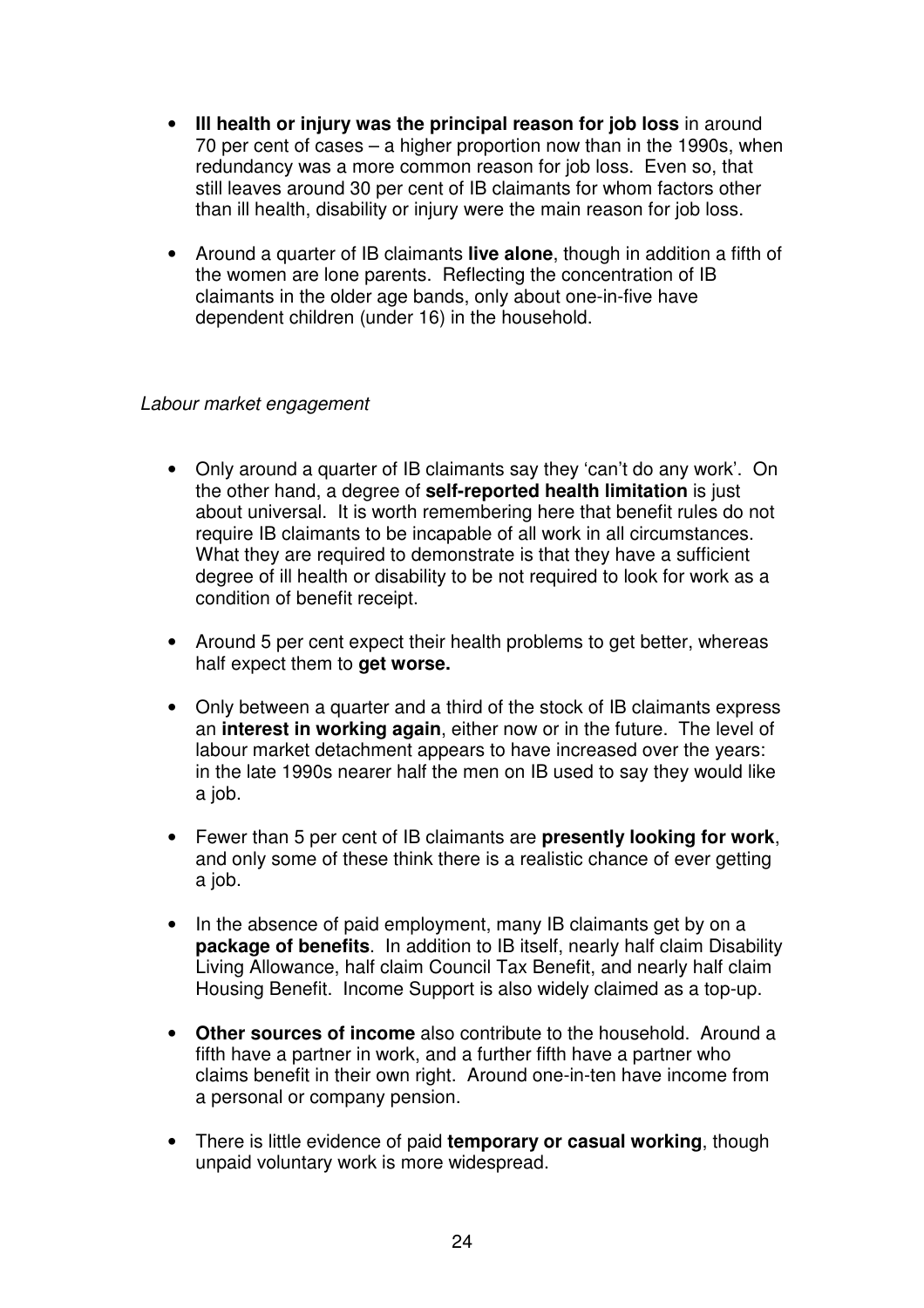- **Ill health or injury was the principal reason for job loss** in around 70 per cent of cases – a higher proportion now than in the 1990s, when redundancy was a more common reason for job loss. Even so, that still leaves around 30 per cent of IB claimants for whom factors other than ill health, disability or injury were the main reason for job loss.

- Around a quarter of IB claimants **live alone**, though in addition a fifth of the women are lone parents. Reflecting the concentration of IB claimants in the older age bands, only about one-in-five have dependent children (under 16) in the household.

*Labour market engagement*

- Only around a quarter of IB claimants say they 'can't do any work'. On the other hand, a degree of **self-reported health limitation** is just about universal. It is worth remembering here that benefit rules do not require IB claimants to be incapable of all work in all circumstances. What they are required to demonstrate is that they have a sufficient degree of ill health or disability to be not required to look for work as a condition of benefit receipt.

- Around 5 per cent expect their health problems to get better, whereas half expect them to **get worse.**

- Only between a quarter and a third of the stock of IB claimants express an **interest in working again**, either now or in the future. The level of labour market detachment appears to have increased over the years: in the late 1990s nearer half the men on IB used to say they would like a job.

- Fewer than 5 per cent of IB claimants are **presently looking for work**, and only some of these think there is a realistic chance of ever getting a job.

- In the absence of paid employment, many IB claimants get by on a **package of benefits**. In addition to IB itself, nearly half claim Disability Living Allowance, half claim Council Tax Benefit, and nearly half claim Housing Benefit. Income Support is also widely claimed as a top-up.

- **Other sources of income** also contribute to the household. Around a fifth have a partner in work, and a further fifth have a partner who claims benefit in their own right. Around one-in-ten have income from a personal or company pension.

- There is little evidence of paid **temporary or casual working**, though unpaid voluntary work is more widespread.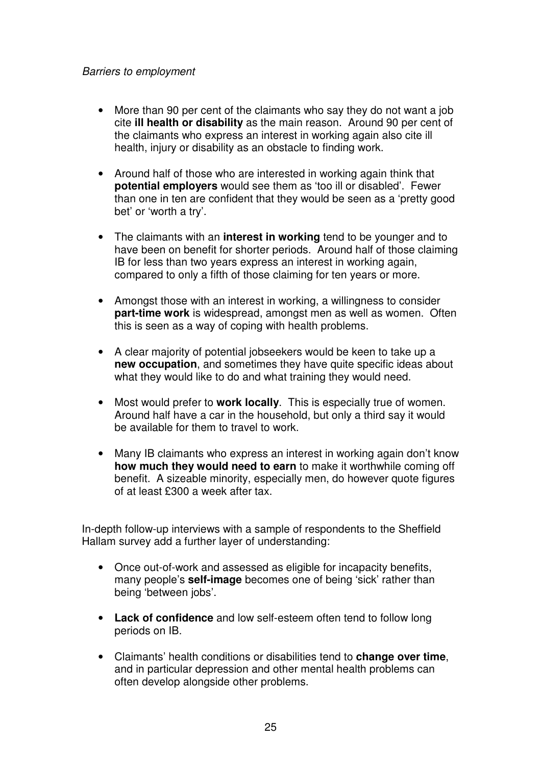*Barriers to employment*

- More than 90 per cent of the claimants who say they do not want a job cite **ill health or disability** as the main reason. Around 90 per cent of the claimants who express an interest in working again also cite ill health, injury or disability as an obstacle to finding work.

- Around half of those who are interested in working again think that **potential employers** would see them as 'too ill or disabled'. Fewer than one in ten are confident that they would be seen as a 'pretty good bet' or 'worth a try'.

- The claimants with an **interest in working** tend to be younger and to have been on benefit for shorter periods. Around half of those claiming IB for less than two years express an interest in working again, compared to only a fifth of those claiming for ten years or more.

- Amongst those with an interest in working, a willingness to consider **part-time work** is widespread, amongst men as well as women. Often this is seen as a way of coping with health problems.

- A clear majority of potential jobseekers would be keen to take up a **new occupation**, and sometimes they have quite specific ideas about what they would like to do and what training they would need.

- Most would prefer to **work locally**. This is especially true of women. Around half have a car in the household, but only a third say it would be available for them to travel to work.

- Many IB claimants who express an interest in working again don't know **how much they would need to earn** to make it worthwhile coming off benefit. A sizeable minority, especially men, do however quote figures of at least £300 a week after tax.

In-depth follow-up interviews with a sample of respondents to the Sheffield Hallam survey add a further layer of understanding:

- Once out-of-work and assessed as eligible for incapacity benefits, many people's **self-image** becomes one of being 'sick' rather than being 'between jobs'.

- **Lack of confidence** and low self-esteem often tend to follow long periods on IB.

- Claimants' health conditions or disabilities tend to **change over time**, and in particular depression and other mental health problems can often develop alongside other problems.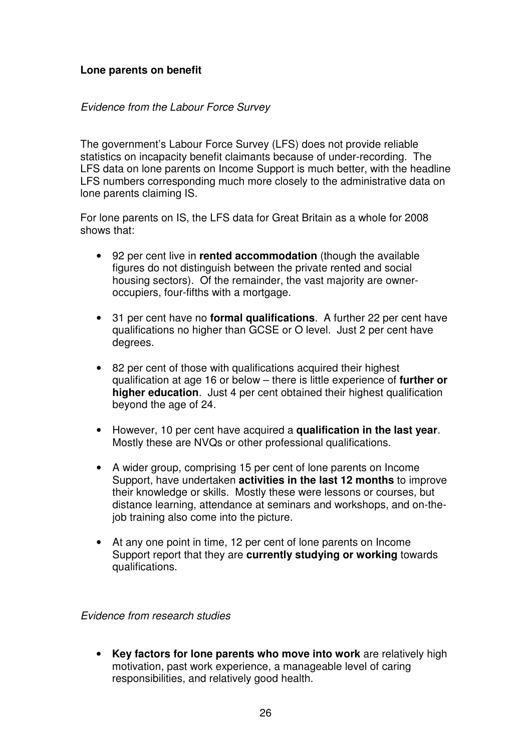**Lone parents on benefit**

*Evidence from the Labour Force Survey*

The government's Labour Force Survey (LFS) does not provide reliable statistics on incapacity benefit claimants because of under-recording. The LFS data on lone parents on Income Support is much better, with the headline LFS numbers corresponding much more closely to the administrative data on lone parents claiming IS.

For lone parents on IS, the LFS data for Great Britain as a whole for 2008 shows that:

- 92 per cent live in **rented accommodation** (though the available figures do not distinguish between the private rented and social housing sectors). Of the remainder, the vast majority are owner-occupiers, four-fifths with a mortgage.
- 31 per cent have no **formal qualifications**. A further 22 per cent have qualifications no higher than GCSE or O level. Just 2 per cent have degrees.
- 82 per cent of those with qualifications acquired their highest qualification at age 16 or below – there is little experience of **further or higher education**. Just 4 per cent obtained their highest qualification beyond the age of 24.
- However, 10 per cent have acquired a **qualification in the last year**. Mostly these are NVQs or other professional qualifications.
- A wider group, comprising 15 per cent of lone parents on Income Support, have undertaken **activities in the last 12 months** to improve their knowledge or skills. Mostly these were lessons or courses, but distance learning, attendance at seminars and workshops, and on-the-job training also come into the picture.
- At any one point in time, 12 per cent of lone parents on Income Support report that they are **currently studying or working** towards qualifications.

*Evidence from research studies*

- **Key factors for lone parents who move into work** are relatively high motivation, past work experience, a manageable level of caring responsibilities, and relatively good health.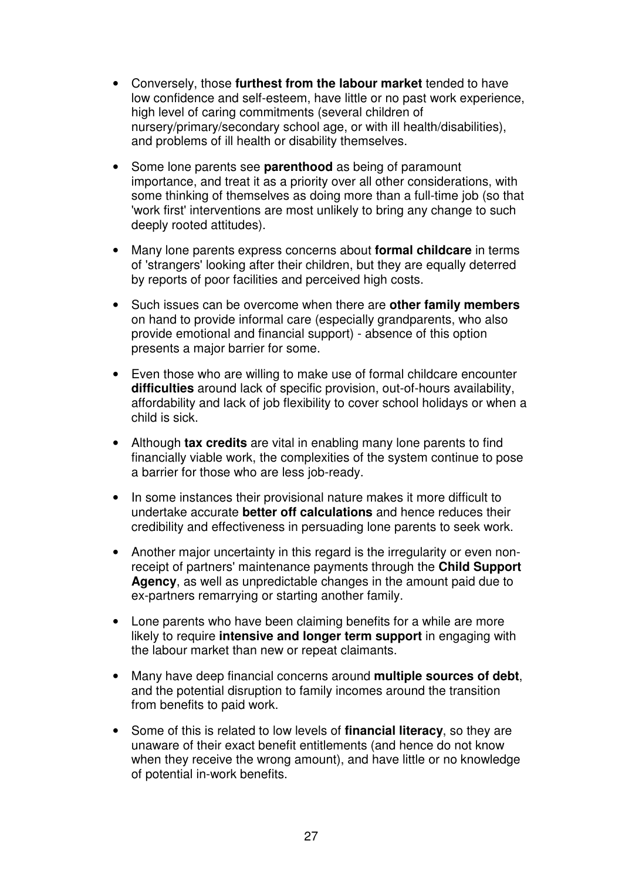- Conversely, those **furthest from the labour market** tended to have low confidence and self-esteem, have little or no past work experience, high level of caring commitments (several children of nursery/primary/secondary school age, or with ill health/disabilities), and problems of ill health or disability themselves.

- Some lone parents see **parenthood** as being of paramount importance, and treat it as a priority over all other considerations, with some thinking of themselves as doing more than a full-time job (so that 'work first' interventions are most unlikely to bring any change to such deeply rooted attitudes).

- Many lone parents express concerns about **formal childcare** in terms of 'strangers' looking after their children, but they are equally deterred by reports of poor facilities and perceived high costs.

- Such issues can be overcome when there are **other family members** on hand to provide informal care (especially grandparents, who also provide emotional and financial support) - absence of this option presents a major barrier for some.

- Even those who are willing to make use of formal childcare encounter **difficulties** around lack of specific provision, out-of-hours availability, affordability and lack of job flexibility to cover school holidays or when a child is sick.

- Although **tax credits** are vital in enabling many lone parents to find financially viable work, the complexities of the system continue to pose a barrier for those who are less job-ready.

- In some instances their provisional nature makes it more difficult to undertake accurate **better off calculations** and hence reduces their credibility and effectiveness in persuading lone parents to seek work.

- Another major uncertainty in this regard is the irregularity or even non-receipt of partners' maintenance payments through the **Child Support Agency**, as well as unpredictable changes in the amount paid due to ex-partners remarrying or starting another family.

- Lone parents who have been claiming benefits for a while are more likely to require **intensive and longer term support** in engaging with the labour market than new or repeat claimants.

- Many have deep financial concerns around **multiple sources of debt**, and the potential disruption to family incomes around the transition from benefits to paid work.

- Some of this is related to low levels of **financial literacy**, so they are unaware of their exact benefit entitlements (and hence do not know when they receive the wrong amount), and have little or no knowledge of potential in-work benefits.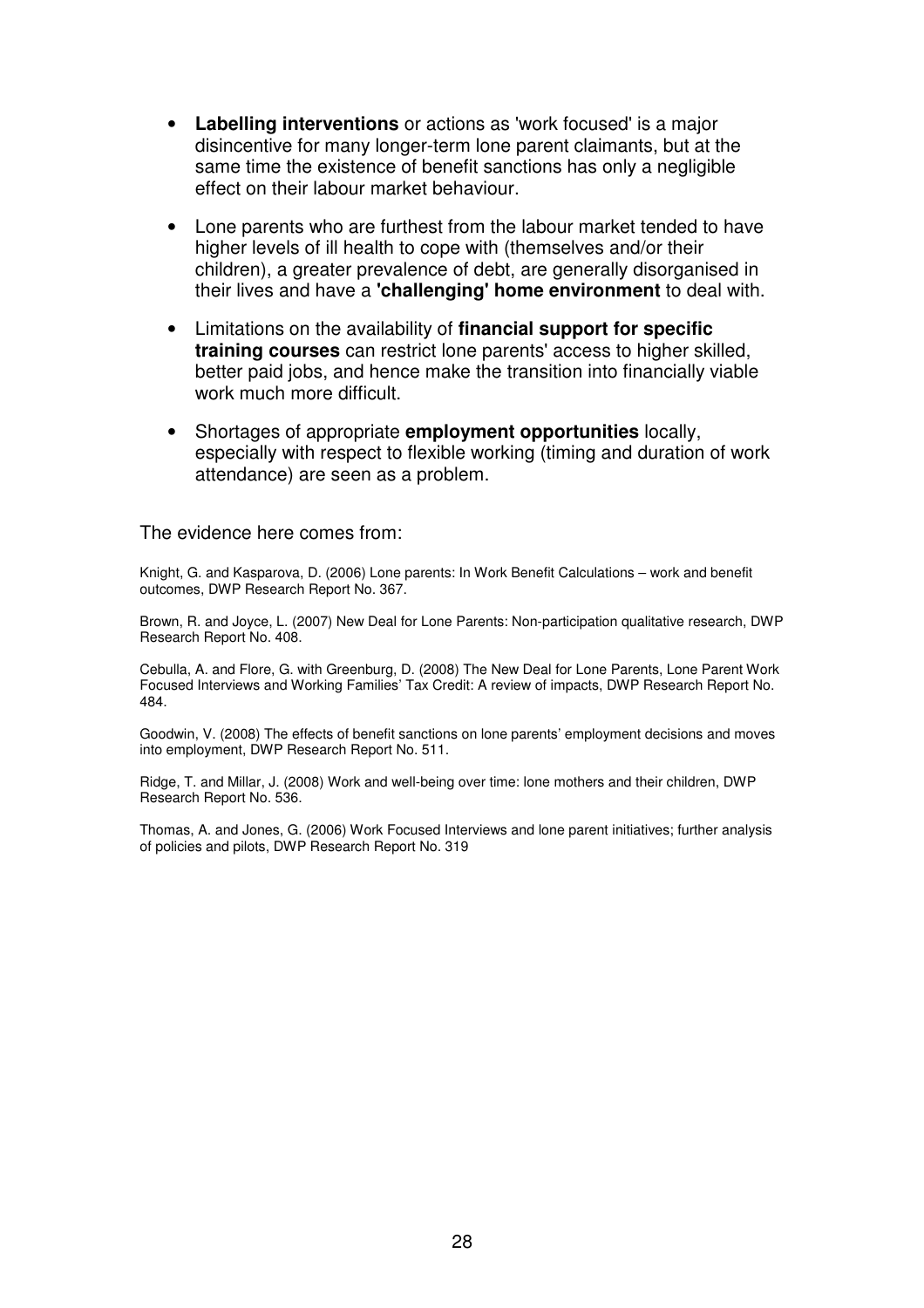- **Labelling interventions** or actions as 'work focused' is a major disincentive for many longer-term lone parent claimants, but at the same time the existence of benefit sanctions has only a negligible effect on their labour market behaviour.

- Lone parents who are furthest from the labour market tended to have higher levels of ill health to cope with (themselves and/or their children), a greater prevalence of debt, are generally disorganised in their lives and have a **'challenging' home environment** to deal with.

- Limitations on the availability of **financial support for specific training courses** can restrict lone parents' access to higher skilled, better paid jobs, and hence make the transition into financially viable work much more difficult.

- Shortages of appropriate **employment opportunities** locally, especially with respect to flexible working (timing and duration of work attendance) are seen as a problem.

The evidence here comes from:

Knight, G. and Kasparova, D. (2006) Lone parents: In Work Benefit Calculations – work and benefit outcomes, DWP Research Report No. 367.

Brown, R. and Joyce, L. (2007) New Deal for Lone Parents: Non-participation qualitative research, DWP Research Report No. 408.

Cebulla, A. and Flore, G. with Greenburg, D. (2008) The New Deal for Lone Parents, Lone Parent Work Focused Interviews and Working Families' Tax Credit: A review of impacts, DWP Research Report No. 484.

Goodwin, V. (2008) The effects of benefit sanctions on lone parents' employment decisions and moves into employment, DWP Research Report No. 511.

Ridge, T. and Millar, J. (2008) Work and well-being over time: lone mothers and their children, DWP Research Report No. 536.

Thomas, A. and Jones, G. (2006) Work Focused Interviews and lone parent initiatives; further analysis of policies and pilots, DWP Research Report No. 319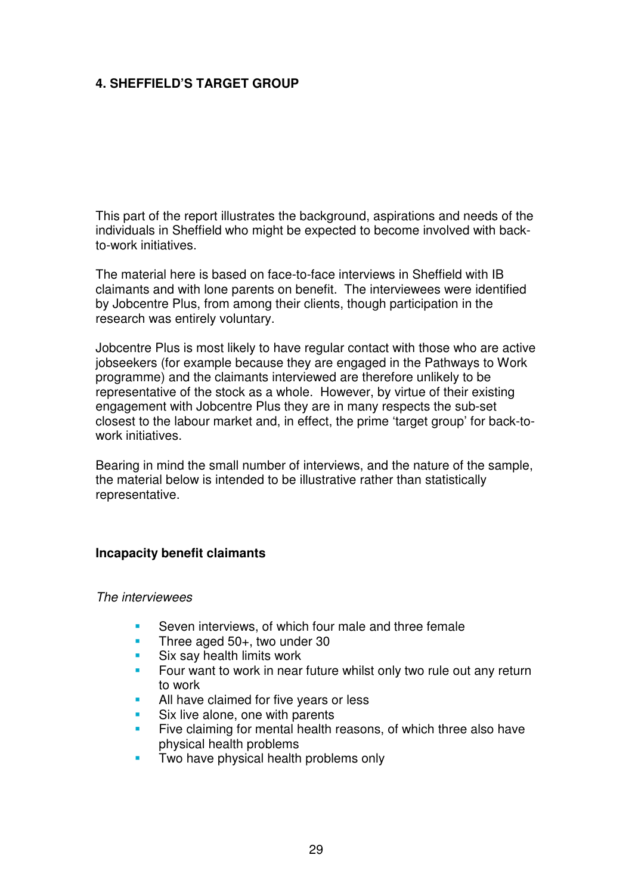# 4. SHEFFIELD'S TARGET GROUP

This part of the report illustrates the background, aspirations and needs of the individuals in Sheffield who might be expected to become involved with back-to-work initiatives.

The material here is based on face-to-face interviews in Sheffield with IB claimants and with lone parents on benefit. The interviewees were identified by Jobcentre Plus, from among their clients, though participation in the research was entirely voluntary.

Jobcentre Plus is most likely to have regular contact with those who are active jobseekers (for example because they are engaged in the Pathways to Work programme) and the claimants interviewed are therefore unlikely to be representative of the stock as a whole. However, by virtue of their existing engagement with Jobcentre Plus they are in many respects the sub-set closest to the labour market and, in effect, the prime 'target group' for back-to-work initiatives.

Bearing in mind the small number of interviews, and the nature of the sample, the material below is intended to be illustrative rather than statistically representative.

## Incapacity benefit claimants

*The interviewees*

- Seven interviews, of which four male and three female
- Three aged 50+, two under 30
- Six say health limits work
- Four want to work in near future whilst only two rule out any return to work
- All have claimed for five years or less
- Six live alone, one with parents
- Five claiming for mental health reasons, of which three also have physical health problems
- Two have physical health problems only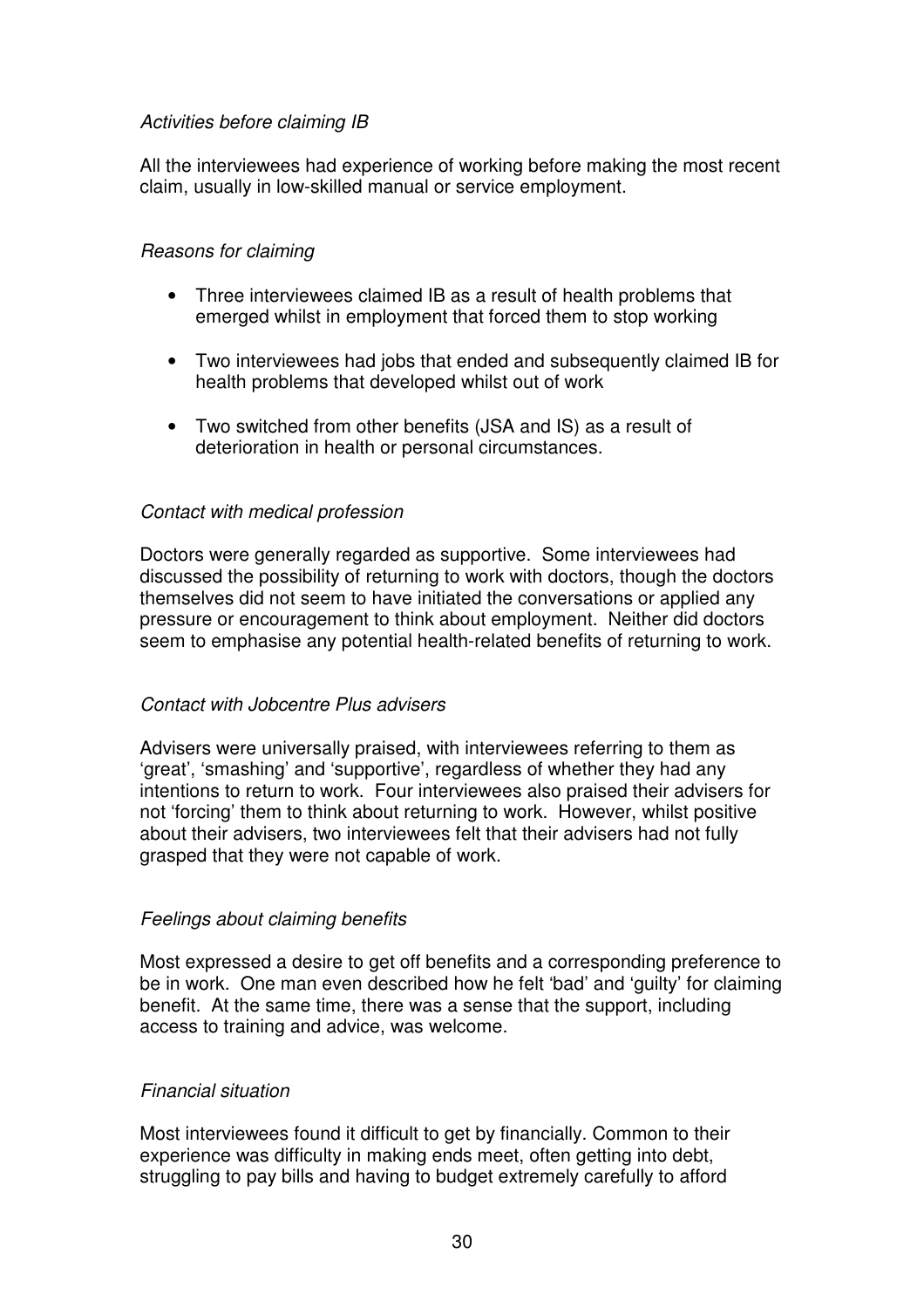*Activities before claiming IB*

All the interviewees had experience of working before making the most recent claim, usually in low-skilled manual or service employment.

*Reasons for claiming*

- Three interviewees claimed IB as a result of health problems that emerged whilst in employment that forced them to stop working
- Two interviewees had jobs that ended and subsequently claimed IB for health problems that developed whilst out of work
- Two switched from other benefits (JSA and IS) as a result of deterioration in health or personal circumstances.

*Contact with medical profession*

Doctors were generally regarded as supportive. Some interviewees had discussed the possibility of returning to work with doctors, though the doctors themselves did not seem to have initiated the conversations or applied any pressure or encouragement to think about employment. Neither did doctors seem to emphasise any potential health-related benefits of returning to work.

*Contact with Jobcentre Plus advisers*

Advisers were universally praised, with interviewees referring to them as 'great', 'smashing' and 'supportive', regardless of whether they had any intentions to return to work. Four interviewees also praised their advisers for not 'forcing' them to think about returning to work. However, whilst positive about their advisers, two interviewees felt that their advisers had not fully grasped that they were not capable of work.

*Feelings about claiming benefits*

Most expressed a desire to get off benefits and a corresponding preference to be in work. One man even described how he felt 'bad' and 'guilty' for claiming benefit. At the same time, there was a sense that the support, including access to training and advice, was welcome.

*Financial situation*

Most interviewees found it difficult to get by financially. Common to their experience was difficulty in making ends meet, often getting into debt, struggling to pay bills and having to budget extremely carefully to afford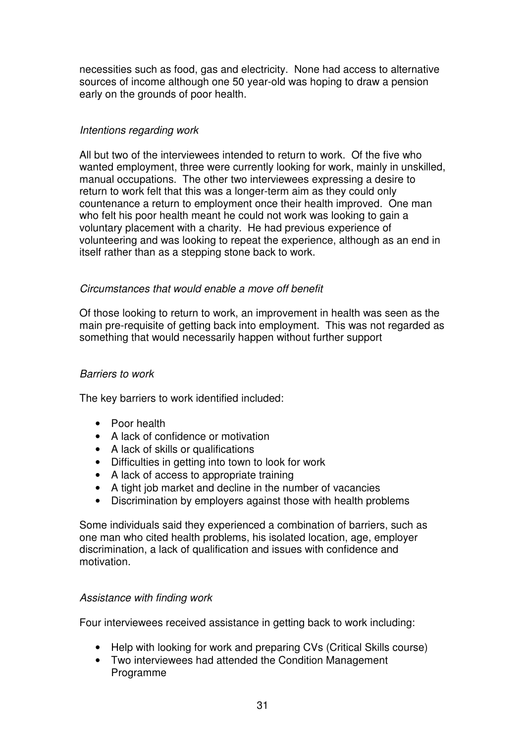necessities such as food, gas and electricity. None had access to alternative sources of income although one 50 year-old was hoping to draw a pension early on the grounds of poor health.

*Intentions regarding work*

All but two of the interviewees intended to return to work. Of the five who wanted employment, three were currently looking for work, mainly in unskilled, manual occupations. The other two interviewees expressing a desire to return to work felt that this was a longer-term aim as they could only countenance a return to employment once their health improved. One man who felt his poor health meant he could not work was looking to gain a voluntary placement with a charity. He had previous experience of volunteering and was looking to repeat the experience, although as an end in itself rather than as a stepping stone back to work.

*Circumstances that would enable a move off benefit*

Of those looking to return to work, an improvement in health was seen as the main pre-requisite of getting back into employment. This was not regarded as something that would necessarily happen without further support

*Barriers to work*

The key barriers to work identified included:

- Poor health
- A lack of confidence or motivation
- A lack of skills or qualifications
- Difficulties in getting into town to look for work
- A lack of access to appropriate training
- A tight job market and decline in the number of vacancies
- Discrimination by employers against those with health problems

Some individuals said they experienced a combination of barriers, such as one man who cited health problems, his isolated location, age, employer discrimination, a lack of qualification and issues with confidence and motivation.

*Assistance with finding work*

Four interviewees received assistance in getting back to work including:

- Help with looking for work and preparing CVs (Critical Skills course)
- Two interviewees had attended the Condition Management Programme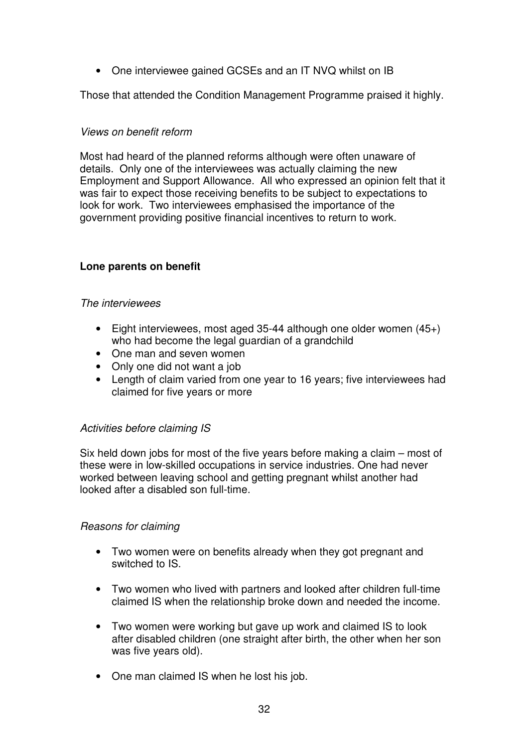- One interviewee gained GCSEs and an IT NVQ whilst on IB

Those that attended the Condition Management Programme praised it highly.

*Views on benefit reform*

Most had heard of the planned reforms although were often unaware of details. Only one of the interviewees was actually claiming the new Employment and Support Allowance. All who expressed an opinion felt that it was fair to expect those receiving benefits to be subject to expectations to look for work. Two interviewees emphasised the importance of the government providing positive financial incentives to return to work.

**Lone parents on benefit**

*The interviewees*

- Eight interviewees, most aged 35-44 although one older women (45+) who had become the legal guardian of a grandchild
- One man and seven women
- Only one did not want a job
- Length of claim varied from one year to 16 years; five interviewees had claimed for five years or more

*Activities before claiming IS*

Six held down jobs for most of the five years before making a claim – most of these were in low-skilled occupations in service industries. One had never worked between leaving school and getting pregnant whilst another had looked after a disabled son full-time.

*Reasons for claiming*

- Two women were on benefits already when they got pregnant and switched to IS.
- Two women who lived with partners and looked after children full-time claimed IS when the relationship broke down and needed the income.
- Two women were working but gave up work and claimed IS to look after disabled children (one straight after birth, the other when her son was five years old).
- One man claimed IS when he lost his job.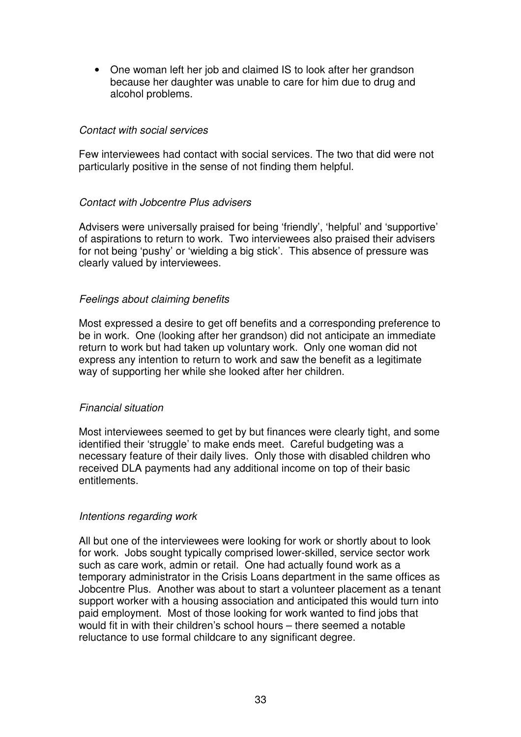- One woman left her job and claimed IS to look after her grandson because her daughter was unable to care for him due to drug and alcohol problems.

*Contact with social services*

Few interviewees had contact with social services. The two that did were not particularly positive in the sense of not finding them helpful.

*Contact with Jobcentre Plus advisers*

Advisers were universally praised for being 'friendly', 'helpful' and 'supportive' of aspirations to return to work. Two interviewees also praised their advisers for not being 'pushy' or 'wielding a big stick'. This absence of pressure was clearly valued by interviewees.

*Feelings about claiming benefits*

Most expressed a desire to get off benefits and a corresponding preference to be in work. One (looking after her grandson) did not anticipate an immediate return to work but had taken up voluntary work. Only one woman did not express any intention to return to work and saw the benefit as a legitimate way of supporting her while she looked after her children.

*Financial situation*

Most interviewees seemed to get by but finances were clearly tight, and some identified their 'struggle' to make ends meet. Careful budgeting was a necessary feature of their daily lives. Only those with disabled children who received DLA payments had any additional income on top of their basic entitlements.

*Intentions regarding work*

All but one of the interviewees were looking for work or shortly about to look for work. Jobs sought typically comprised lower-skilled, service sector work such as care work, admin or retail. One had actually found work as a temporary administrator in the Crisis Loans department in the same offices as Jobcentre Plus. Another was about to start a volunteer placement as a tenant support worker with a housing association and anticipated this would turn into paid employment. Most of those looking for work wanted to find jobs that would fit in with their children's school hours – there seemed a notable reluctance to use formal childcare to any significant degree.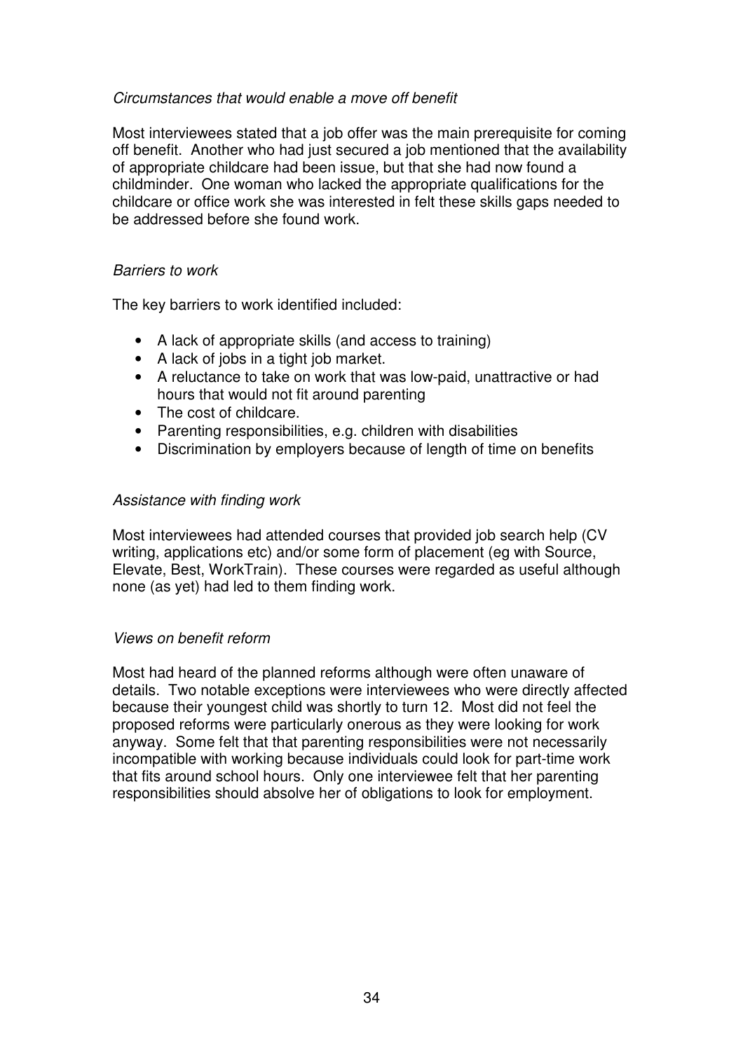*Circumstances that would enable a move off benefit*

Most interviewees stated that a job offer was the main prerequisite for coming off benefit. Another who had just secured a job mentioned that the availability of appropriate childcare had been issue, but that she had now found a childminder. One woman who lacked the appropriate qualifications for the childcare or office work she was interested in felt these skills gaps needed to be addressed before she found work.

*Barriers to work*

The key barriers to work identified included:

- A lack of appropriate skills (and access to training)
- A lack of jobs in a tight job market.
- A reluctance to take on work that was low-paid, unattractive or had hours that would not fit around parenting
- The cost of childcare.
- Parenting responsibilities, e.g. children with disabilities
- Discrimination by employers because of length of time on benefits

*Assistance with finding work*

Most interviewees had attended courses that provided job search help (CV writing, applications etc) and/or some form of placement (eg with Source, Elevate, Best, WorkTrain). These courses were regarded as useful although none (as yet) had led to them finding work.

*Views on benefit reform*

Most had heard of the planned reforms although were often unaware of details. Two notable exceptions were interviewees who were directly affected because their youngest child was shortly to turn 12. Most did not feel the proposed reforms were particularly onerous as they were looking for work anyway. Some felt that that parenting responsibilities were not necessarily incompatible with working because individuals could look for part-time work that fits around school hours. Only one interviewee felt that her parenting responsibilities should absolve her of obligations to look for employment.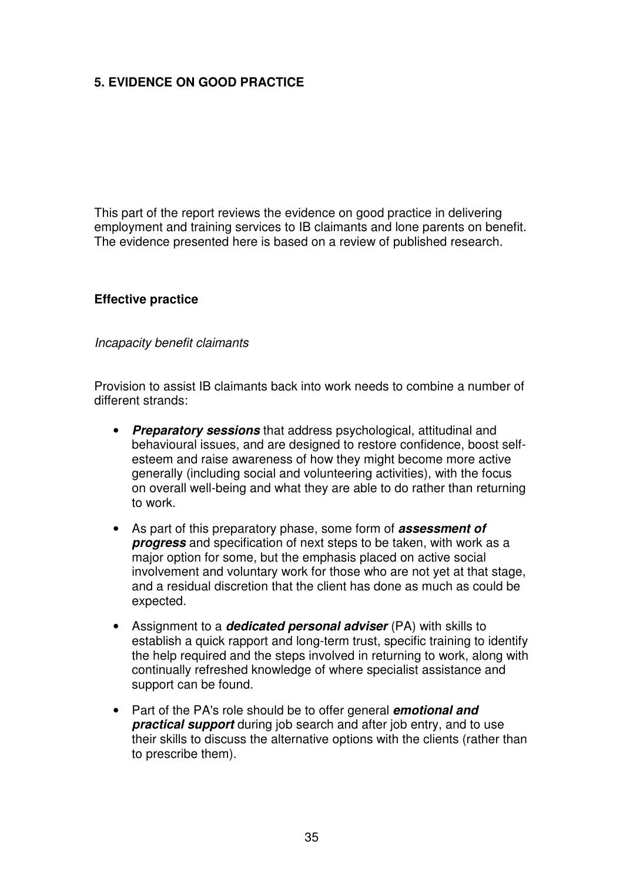## 5. EVIDENCE ON GOOD PRACTICE

This part of the report reviews the evidence on good practice in delivering employment and training services to IB claimants and lone parents on benefit. The evidence presented here is based on a review of published research.

### Effective practice

*Incapacity benefit claimants*

Provision to assist IB claimants back into work needs to combine a number of different strands:

- ***Preparatory sessions*** that address psychological, attitudinal and behavioural issues, and are designed to restore confidence, boost self-esteem and raise awareness of how they might become more active generally (including social and volunteering activities), with the focus on overall well-being and what they are able to do rather than returning to work.
- As part of this preparatory phase, some form of ***assessment of progress*** and specification of next steps to be taken, with work as a major option for some, but the emphasis placed on active social involvement and voluntary work for those who are not yet at that stage, and a residual discretion that the client has done as much as could be expected.
- Assignment to a ***dedicated personal adviser*** (PA) with skills to establish a quick rapport and long-term trust, specific training to identify the help required and the steps involved in returning to work, along with continually refreshed knowledge of where specialist assistance and support can be found.
- Part of the PA's role should be to offer general ***emotional and practical support*** during job search and after job entry, and to use their skills to discuss the alternative options with the clients (rather than to prescribe them).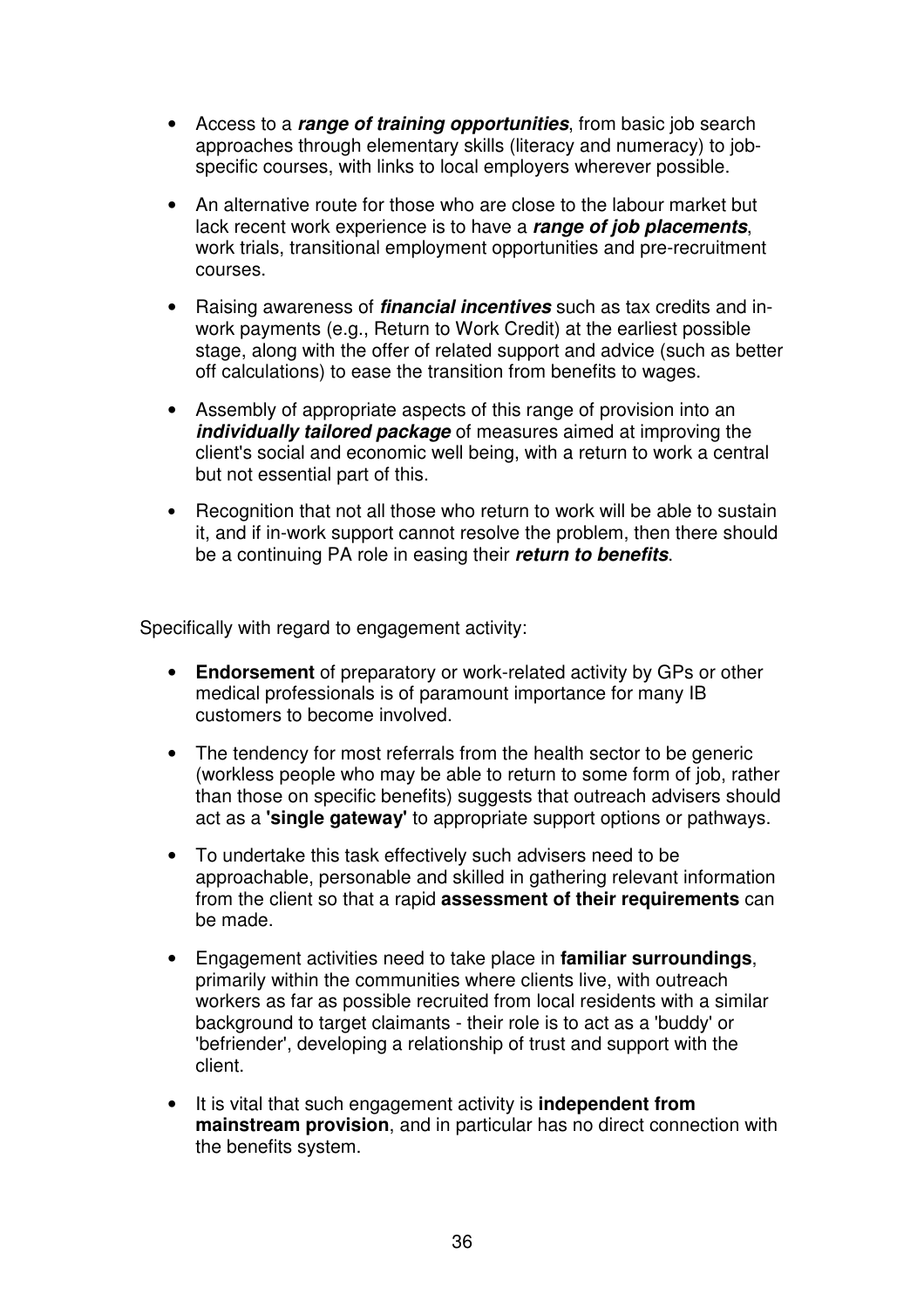- Access to a ***range of training opportunities***, from basic job search approaches through elementary skills (literacy and numeracy) to job-specific courses, with links to local employers wherever possible.

- An alternative route for those who are close to the labour market but lack recent work experience is to have a ***range of job placements***, work trials, transitional employment opportunities and pre-recruitment courses.

- Raising awareness of ***financial incentives*** such as tax credits and in-work payments (e.g., Return to Work Credit) at the earliest possible stage, along with the offer of related support and advice (such as better off calculations) to ease the transition from benefits to wages.

- Assembly of appropriate aspects of this range of provision into an ***individually tailored package*** of measures aimed at improving the client's social and economic well being, with a return to work a central but not essential part of this.

- Recognition that not all those who return to work will be able to sustain it, and if in-work support cannot resolve the problem, then there should be a continuing PA role in easing their ***return to benefits***.

Specifically with regard to engagement activity:

- **Endorsement** of preparatory or work-related activity by GPs or other medical professionals is of paramount importance for many IB customers to become involved.

- The tendency for most referrals from the health sector to be generic (workless people who may be able to return to some form of job, rather than those on specific benefits) suggests that outreach advisers should act as a **'single gateway'** to appropriate support options or pathways.

- To undertake this task effectively such advisers need to be approachable, personable and skilled in gathering relevant information from the client so that a rapid **assessment of their requirements** can be made.

- Engagement activities need to take place in **familiar surroundings**, primarily within the communities where clients live, with outreach workers as far as possible recruited from local residents with a similar background to target claimants - their role is to act as a 'buddy' or 'befriender', developing a relationship of trust and support with the client.

- It is vital that such engagement activity is **independent from mainstream provision**, and in particular has no direct connection with the benefits system.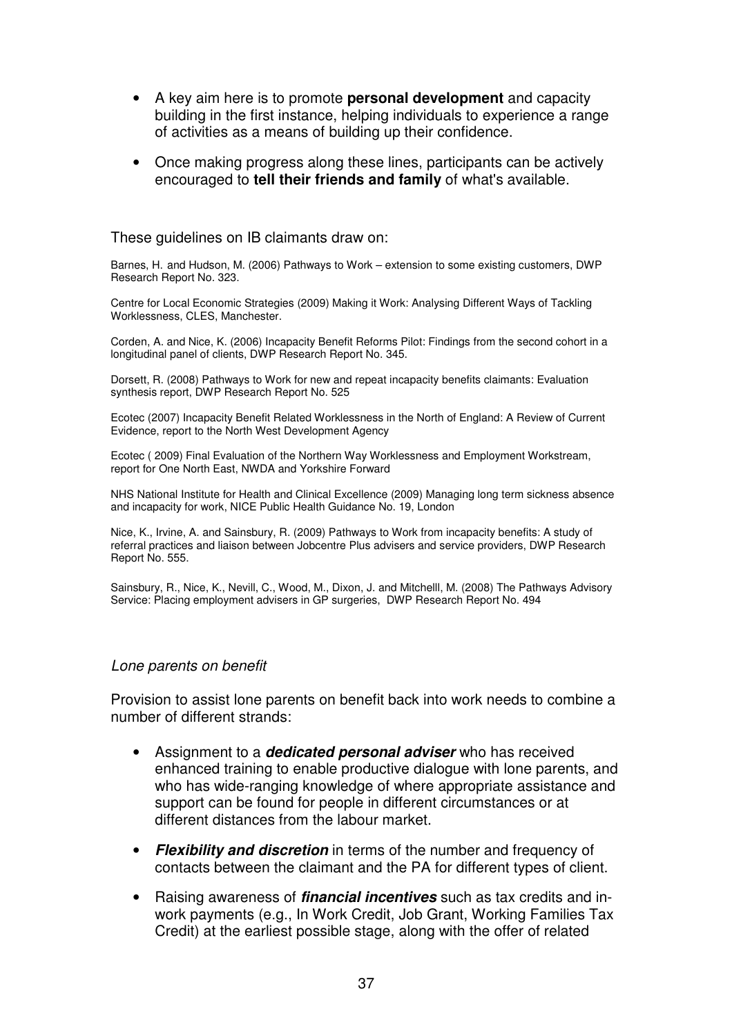- A key aim here is to promote **personal development** and capacity building in the first instance, helping individuals to experience a range of activities as a means of building up their confidence.

- Once making progress along these lines, participants can be actively encouraged to **tell their friends and family** of what's available.

These guidelines on IB claimants draw on:

Barnes, H. and Hudson, M. (2006) Pathways to Work – extension to some existing customers, DWP Research Report No. 323.

Centre for Local Economic Strategies (2009) Making it Work: Analysing Different Ways of Tackling Worklessness, CLES, Manchester.

Corden, A. and Nice, K. (2006) Incapacity Benefit Reforms Pilot: Findings from the second cohort in a longitudinal panel of clients, DWP Research Report No. 345.

Dorsett, R. (2008) Pathways to Work for new and repeat incapacity benefits claimants: Evaluation synthesis report, DWP Research Report No. 525

Ecotec (2007) Incapacity Benefit Related Worklessness in the North of England: A Review of Current Evidence, report to the North West Development Agency

Ecotec ( 2009) Final Evaluation of the Northern Way Worklessness and Employment Workstream, report for One North East, NWDA and Yorkshire Forward

NHS National Institute for Health and Clinical Excellence (2009) Managing long term sickness absence and incapacity for work, NICE Public Health Guidance No. 19, London

Nice, K., Irvine, A. and Sainsbury, R. (2009) Pathways to Work from incapacity benefits: A study of referral practices and liaison between Jobcentre Plus advisers and service providers, DWP Research Report No. 555.

Sainsbury, R., Nice, K., Nevill, C., Wood, M., Dixon, J. and Mitchelll, M. (2008) The Pathways Advisory Service: Placing employment advisers in GP surgeries, DWP Research Report No. 494

*Lone parents on benefit*

Provision to assist lone parents on benefit back into work needs to combine a number of different strands:

- Assignment to a ***dedicated personal adviser*** who has received enhanced training to enable productive dialogue with lone parents, and who has wide-ranging knowledge of where appropriate assistance and support can be found for people in different circumstances or at different distances from the labour market.

- ***Flexibility and discretion*** in terms of the number and frequency of contacts between the claimant and the PA for different types of client.

- Raising awareness of ***financial incentives*** such as tax credits and in-work payments (e.g., In Work Credit, Job Grant, Working Families Tax Credit) at the earliest possible stage, along with the offer of related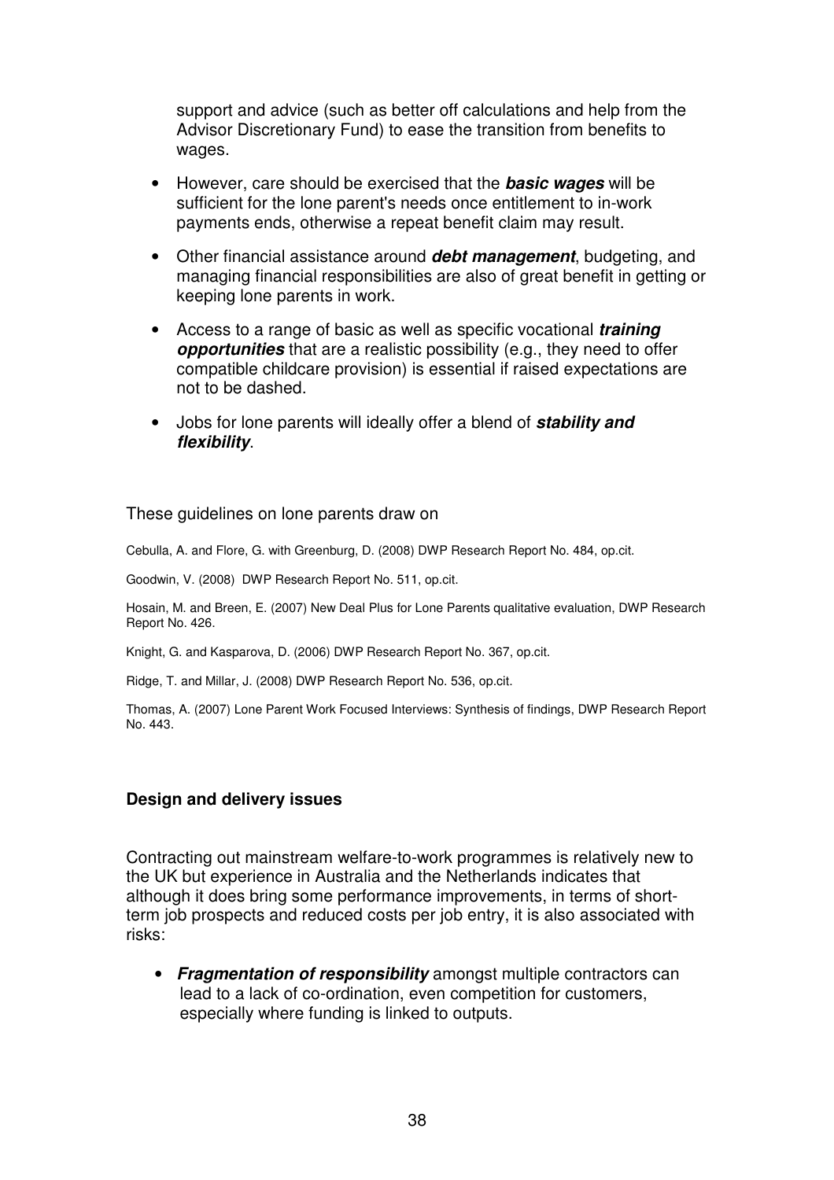support and advice (such as better off calculations and help from the Advisor Discretionary Fund) to ease the transition from benefits to wages.

- However, care should be exercised that the ***basic wages*** will be sufficient for the lone parent's needs once entitlement to in-work payments ends, otherwise a repeat benefit claim may result.
- Other financial assistance around ***debt management***, budgeting, and managing financial responsibilities are also of great benefit in getting or keeping lone parents in work.
- Access to a range of basic as well as specific vocational ***training opportunities*** that are a realistic possibility (e.g., they need to offer compatible childcare provision) is essential if raised expectations are not to be dashed.
- Jobs for lone parents will ideally offer a blend of ***stability and flexibility***.

These guidelines on lone parents draw on

Cebulla, A. and Flore, G. with Greenburg, D. (2008) DWP Research Report No. 484, op.cit.

Goodwin, V. (2008) DWP Research Report No. 511, op.cit.

Hosain, M. and Breen, E. (2007) New Deal Plus for Lone Parents qualitative evaluation, DWP Research Report No. 426.

Knight, G. and Kasparova, D. (2006) DWP Research Report No. 367, op.cit.

Ridge, T. and Millar, J. (2008) DWP Research Report No. 536, op.cit.

Thomas, A. (2007) Lone Parent Work Focused Interviews: Synthesis of findings, DWP Research Report No. 443.

**Design and delivery issues**

Contracting out mainstream welfare-to-work programmes is relatively new to the UK but experience in Australia and the Netherlands indicates that although it does bring some performance improvements, in terms of short-term job prospects and reduced costs per job entry, it is also associated with risks:

- ***Fragmentation of responsibility*** amongst multiple contractors can lead to a lack of co-ordination, even competition for customers, especially where funding is linked to outputs.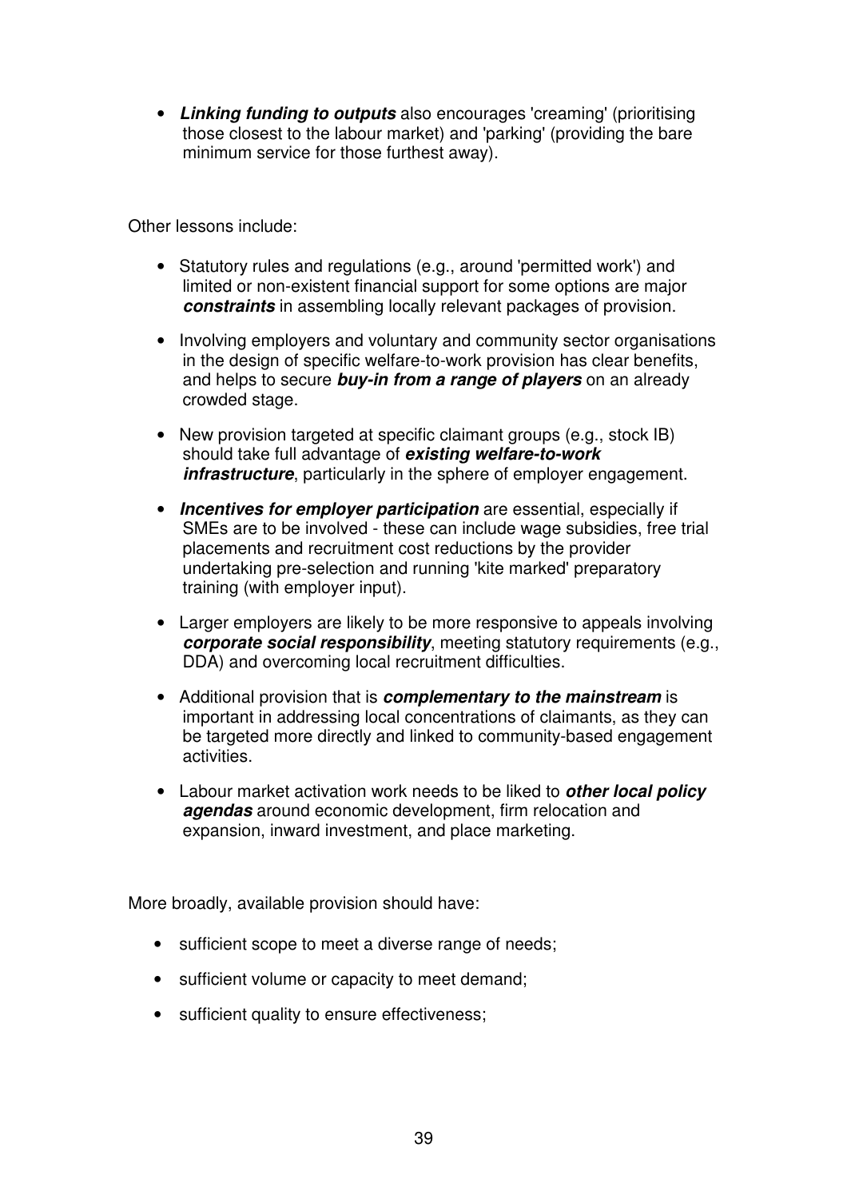- ***Linking funding to outputs*** also encourages 'creaming' (prioritising those closest to the labour market) and 'parking' (providing the bare minimum service for those furthest away).

Other lessons include:

- Statutory rules and regulations (e.g., around 'permitted work') and limited or non-existent financial support for some options are major ***constraints*** in assembling locally relevant packages of provision.
- Involving employers and voluntary and community sector organisations in the design of specific welfare-to-work provision has clear benefits, and helps to secure ***buy-in from a range of players*** on an already crowded stage.
- New provision targeted at specific claimant groups (e.g., stock IB) should take full advantage of ***existing welfare-to-work infrastructure***, particularly in the sphere of employer engagement.
- ***Incentives for employer participation*** are essential, especially if SMEs are to be involved - these can include wage subsidies, free trial placements and recruitment cost reductions by the provider undertaking pre-selection and running 'kite marked' preparatory training (with employer input).
- Larger employers are likely to be more responsive to appeals involving ***corporate social responsibility***, meeting statutory requirements (e.g., DDA) and overcoming local recruitment difficulties.
- Additional provision that is ***complementary to the mainstream*** is important in addressing local concentrations of claimants, as they can be targeted more directly and linked to community-based engagement activities.
- Labour market activation work needs to be liked to ***other local policy agendas*** around economic development, firm relocation and expansion, inward investment, and place marketing.

More broadly, available provision should have:

- sufficient scope to meet a diverse range of needs;
- sufficient volume or capacity to meet demand;
- sufficient quality to ensure effectiveness;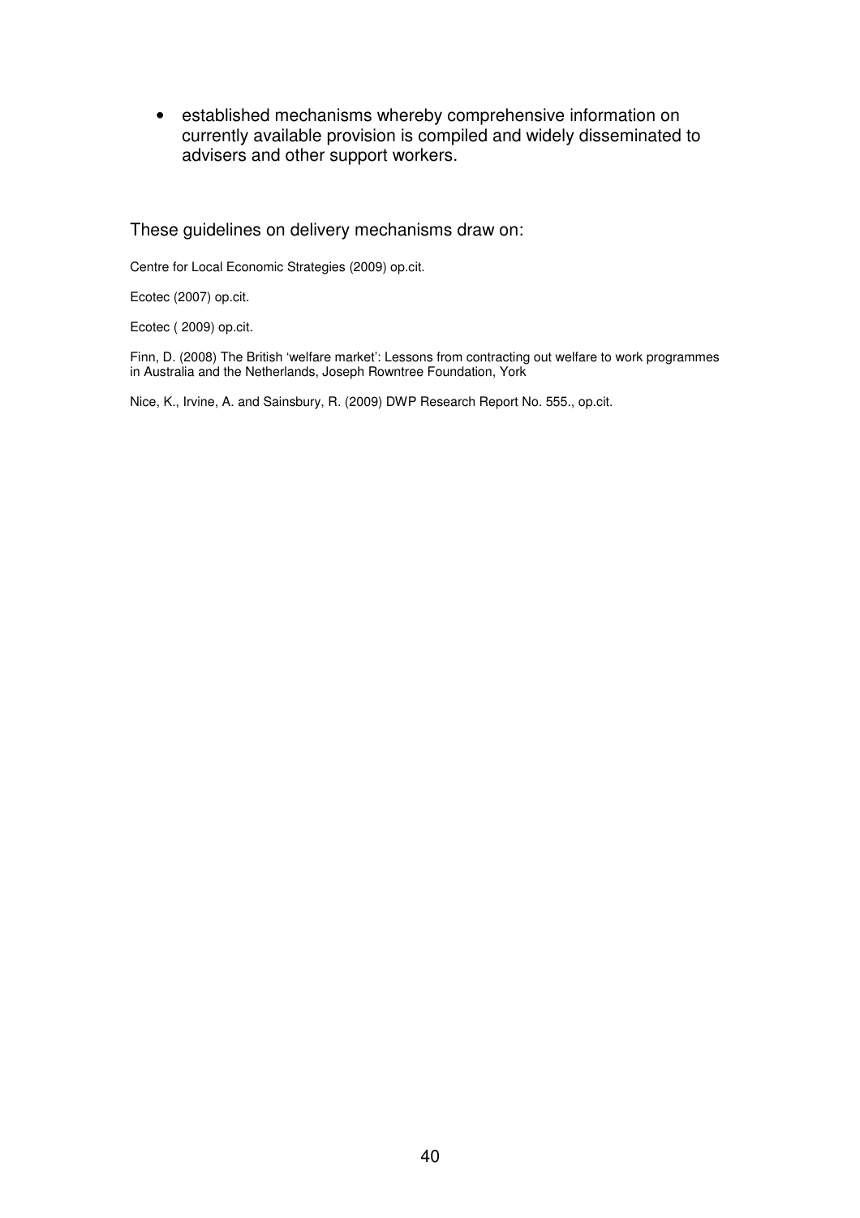- established mechanisms whereby comprehensive information on currently available provision is compiled and widely disseminated to advisers and other support workers.

These guidelines on delivery mechanisms draw on:

Centre for Local Economic Strategies (2009) op.cit.

Ecotec (2007) op.cit.

Ecotec ( 2009) op.cit.

Finn, D. (2008) The British 'welfare market': Lessons from contracting out welfare to work programmes in Australia and the Netherlands, Joseph Rowntree Foundation, York

Nice, K., Irvine, A. and Sainsbury, R. (2009) DWP Research Report No. 555., op.cit.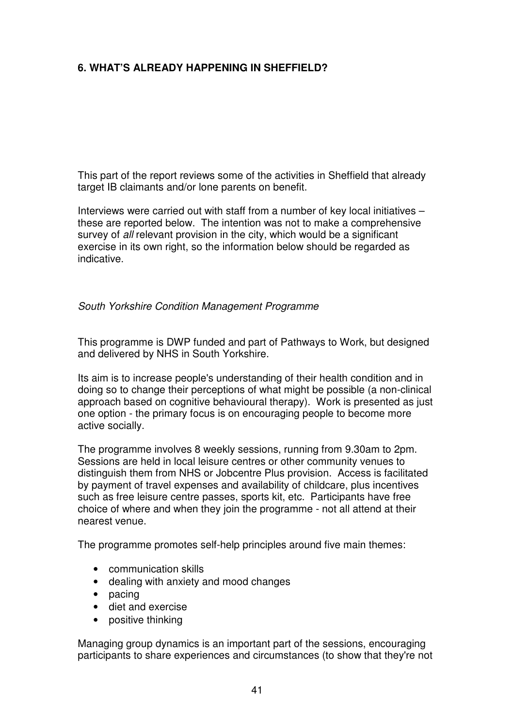## 6. WHAT'S ALREADY HAPPENING IN SHEFFIELD?

This part of the report reviews some of the activities in Sheffield that already target IB claimants and/or lone parents on benefit.

Interviews were carried out with staff from a number of key local initiatives – these are reported below. The intention was not to make a comprehensive survey of *all* relevant provision in the city, which would be a significant exercise in its own right, so the information below should be regarded as indicative.

*South Yorkshire Condition Management Programme*

This programme is DWP funded and part of Pathways to Work, but designed and delivered by NHS in South Yorkshire.

Its aim is to increase people's understanding of their health condition and in doing so to change their perceptions of what might be possible (a non-clinical approach based on cognitive behavioural therapy). Work is presented as just one option - the primary focus is on encouraging people to become more active socially.

The programme involves 8 weekly sessions, running from 9.30am to 2pm. Sessions are held in local leisure centres or other community venues to distinguish them from NHS or Jobcentre Plus provision. Access is facilitated by payment of travel expenses and availability of childcare, plus incentives such as free leisure centre passes, sports kit, etc. Participants have free choice of where and when they join the programme - not all attend at their nearest venue.

The programme promotes self-help principles around five main themes:

- communication skills
- dealing with anxiety and mood changes
- pacing
- diet and exercise
- positive thinking

Managing group dynamics is an important part of the sessions, encouraging participants to share experiences and circumstances (to show that they're not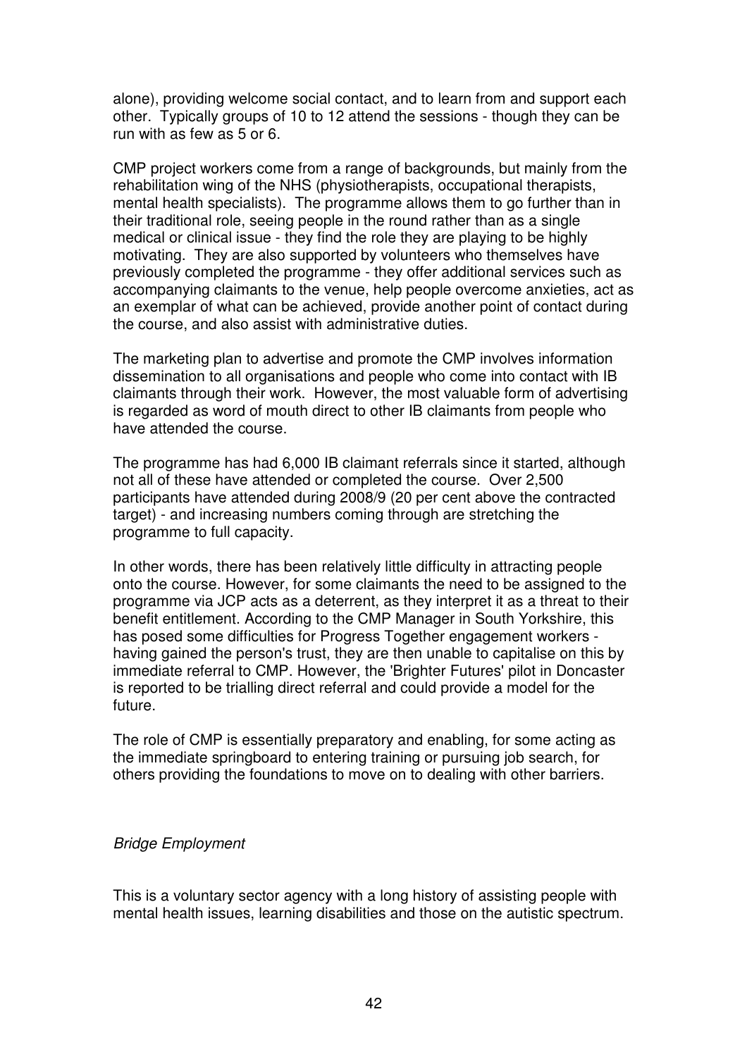alone), providing welcome social contact, and to learn from and support each other. Typically groups of 10 to 12 attend the sessions - though they can be run with as few as 5 or 6.

CMP project workers come from a range of backgrounds, but mainly from the rehabilitation wing of the NHS (physiotherapists, occupational therapists, mental health specialists). The programme allows them to go further than in their traditional role, seeing people in the round rather than as a single medical or clinical issue - they find the role they are playing to be highly motivating. They are also supported by volunteers who themselves have previously completed the programme - they offer additional services such as accompanying claimants to the venue, help people overcome anxieties, act as an exemplar of what can be achieved, provide another point of contact during the course, and also assist with administrative duties.

The marketing plan to advertise and promote the CMP involves information dissemination to all organisations and people who come into contact with IB claimants through their work. However, the most valuable form of advertising is regarded as word of mouth direct to other IB claimants from people who have attended the course.

The programme has had 6,000 IB claimant referrals since it started, although not all of these have attended or completed the course. Over 2,500 participants have attended during 2008/9 (20 per cent above the contracted target) - and increasing numbers coming through are stretching the programme to full capacity.

In other words, there has been relatively little difficulty in attracting people onto the course. However, for some claimants the need to be assigned to the programme via JCP acts as a deterrent, as they interpret it as a threat to their benefit entitlement. According to the CMP Manager in South Yorkshire, this has posed some difficulties for Progress Together engagement workers - having gained the person's trust, they are then unable to capitalise on this by immediate referral to CMP. However, the 'Brighter Futures' pilot in Doncaster is reported to be trialling direct referral and could provide a model for the future.

The role of CMP is essentially preparatory and enabling, for some acting as the immediate springboard to entering training or pursuing job search, for others providing the foundations to move on to dealing with other barriers.

*Bridge Employment*

This is a voluntary sector agency with a long history of assisting people with mental health issues, learning disabilities and those on the autistic spectrum.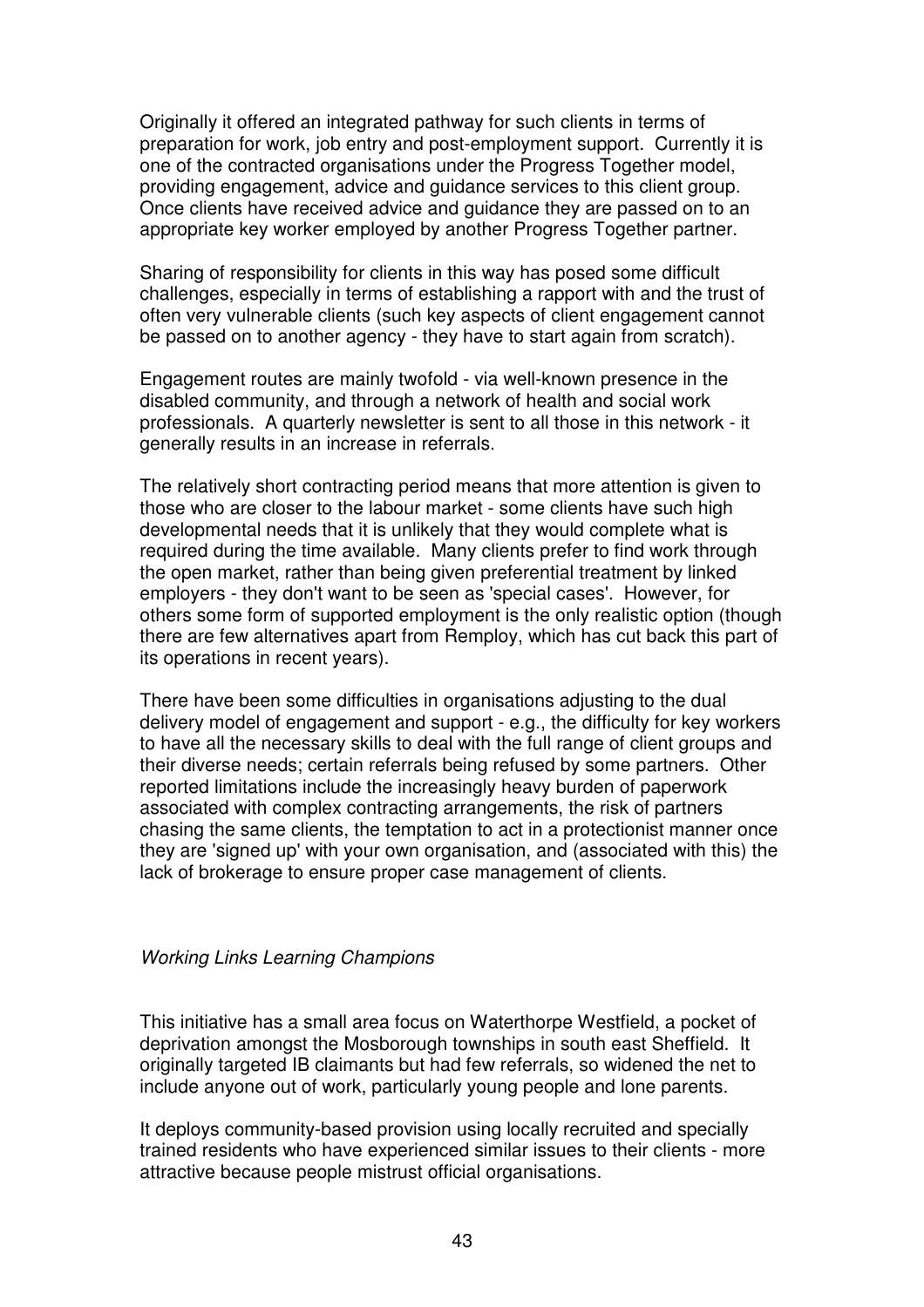Originally it offered an integrated pathway for such clients in terms of preparation for work, job entry and post-employment support. Currently it is one of the contracted organisations under the Progress Together model, providing engagement, advice and guidance services to this client group. Once clients have received advice and guidance they are passed on to an appropriate key worker employed by another Progress Together partner.

Sharing of responsibility for clients in this way has posed some difficult challenges, especially in terms of establishing a rapport with and the trust of often very vulnerable clients (such key aspects of client engagement cannot be passed on to another agency - they have to start again from scratch).

Engagement routes are mainly twofold - via well-known presence in the disabled community, and through a network of health and social work professionals. A quarterly newsletter is sent to all those in this network - it generally results in an increase in referrals.

The relatively short contracting period means that more attention is given to those who are closer to the labour market - some clients have such high developmental needs that it is unlikely that they would complete what is required during the time available. Many clients prefer to find work through the open market, rather than being given preferential treatment by linked employers - they don't want to be seen as 'special cases'. However, for others some form of supported employment is the only realistic option (though there are few alternatives apart from Remploy, which has cut back this part of its operations in recent years).

There have been some difficulties in organisations adjusting to the dual delivery model of engagement and support - e.g., the difficulty for key workers to have all the necessary skills to deal with the full range of client groups and their diverse needs; certain referrals being refused by some partners. Other reported limitations include the increasingly heavy burden of paperwork associated with complex contracting arrangements, the risk of partners chasing the same clients, the temptation to act in a protectionist manner once they are 'signed up' with your own organisation, and (associated with this) the lack of brokerage to ensure proper case management of clients.

*Working Links Learning Champions*

This initiative has a small area focus on Waterthorpe Westfield, a pocket of deprivation amongst the Mosborough townships in south east Sheffield. It originally targeted IB claimants but had few referrals, so widened the net to include anyone out of work, particularly young people and lone parents.

It deploys community-based provision using locally recruited and specially trained residents who have experienced similar issues to their clients - more attractive because people mistrust official organisations.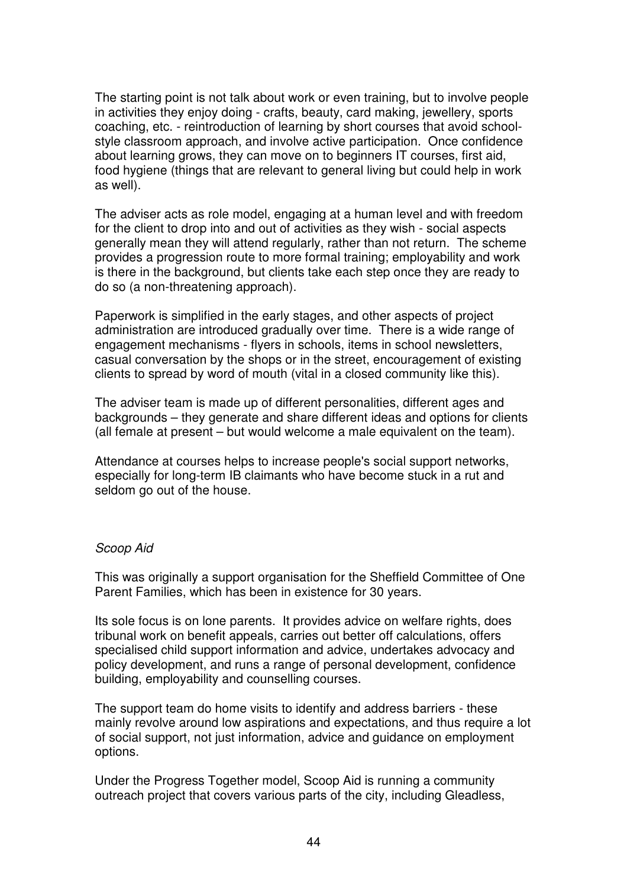The starting point is not talk about work or even training, but to involve people in activities they enjoy doing - crafts, beauty, card making, jewellery, sports coaching, etc. - reintroduction of learning by short courses that avoid school-style classroom approach, and involve active participation. Once confidence about learning grows, they can move on to beginners IT courses, first aid, food hygiene (things that are relevant to general living but could help in work as well).

The adviser acts as role model, engaging at a human level and with freedom for the client to drop into and out of activities as they wish - social aspects generally mean they will attend regularly, rather than not return. The scheme provides a progression route to more formal training; employability and work is there in the background, but clients take each step once they are ready to do so (a non-threatening approach).

Paperwork is simplified in the early stages, and other aspects of project administration are introduced gradually over time. There is a wide range of engagement mechanisms - flyers in schools, items in school newsletters, casual conversation by the shops or in the street, encouragement of existing clients to spread by word of mouth (vital in a closed community like this).

The adviser team is made up of different personalities, different ages and backgrounds – they generate and share different ideas and options for clients (all female at present – but would welcome a male equivalent on the team).

Attendance at courses helps to increase people's social support networks, especially for long-term IB claimants who have become stuck in a rut and seldom go out of the house.

*Scoop Aid*

This was originally a support organisation for the Sheffield Committee of One Parent Families, which has been in existence for 30 years.

Its sole focus is on lone parents. It provides advice on welfare rights, does tribunal work on benefit appeals, carries out better off calculations, offers specialised child support information and advice, undertakes advocacy and policy development, and runs a range of personal development, confidence building, employability and counselling courses.

The support team do home visits to identify and address barriers - these mainly revolve around low aspirations and expectations, and thus require a lot of social support, not just information, advice and guidance on employment options.

Under the Progress Together model, Scoop Aid is running a community outreach project that covers various parts of the city, including Gleadless,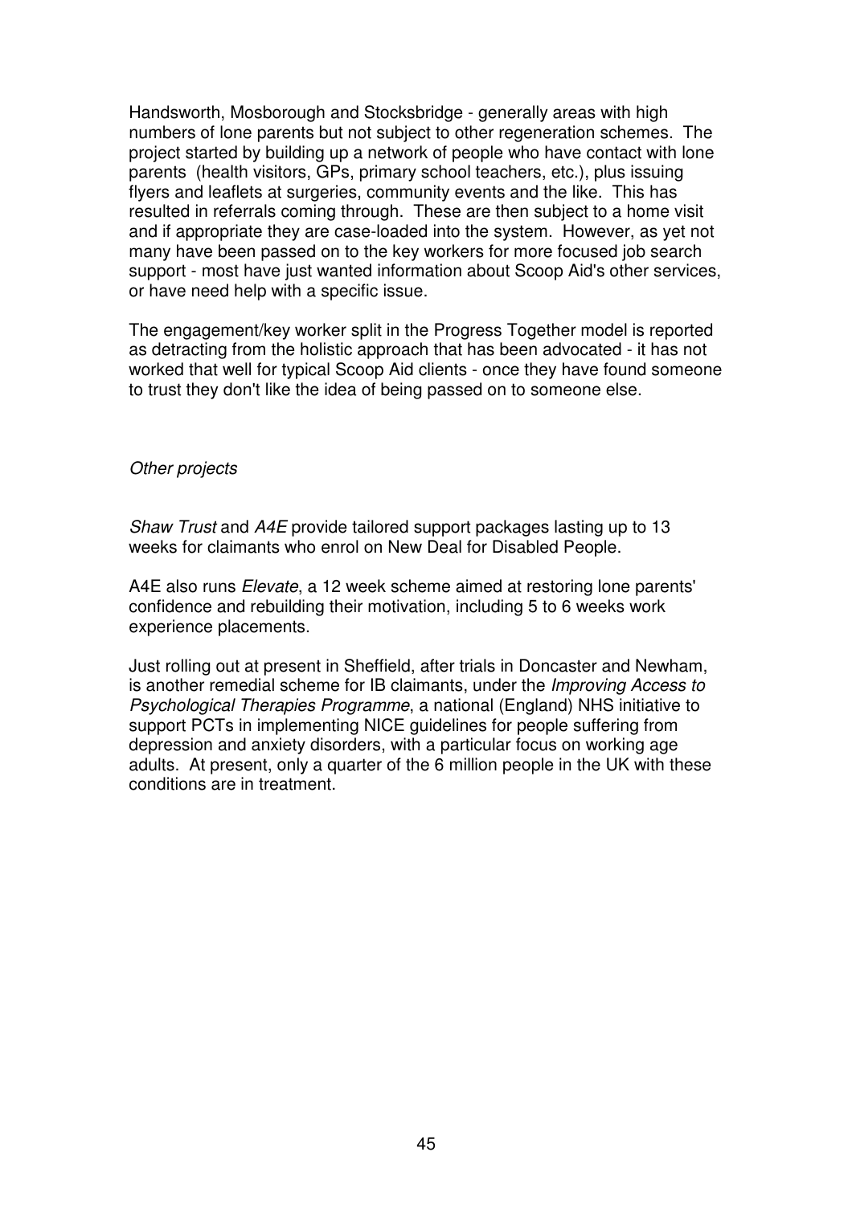Handsworth, Mosborough and Stocksbridge - generally areas with high numbers of lone parents but not subject to other regeneration schemes. The project started by building up a network of people who have contact with lone parents (health visitors, GPs, primary school teachers, etc.), plus issuing flyers and leaflets at surgeries, community events and the like. This has resulted in referrals coming through. These are then subject to a home visit and if appropriate they are case-loaded into the system. However, as yet not many have been passed on to the key workers for more focused job search support - most have just wanted information about Scoop Aid's other services, or have need help with a specific issue.

The engagement/key worker split in the Progress Together model is reported as detracting from the holistic approach that has been advocated - it has not worked that well for typical Scoop Aid clients - once they have found someone to trust they don't like the idea of being passed on to someone else.

*Other projects*

*Shaw Trust* and *A4E* provide tailored support packages lasting up to 13 weeks for claimants who enrol on New Deal for Disabled People.

A4E also runs *Elevate*, a 12 week scheme aimed at restoring lone parents' confidence and rebuilding their motivation, including 5 to 6 weeks work experience placements.

Just rolling out at present in Sheffield, after trials in Doncaster and Newham, is another remedial scheme for IB claimants, under the *Improving Access to Psychological Therapies Programme*, a national (England) NHS initiative to support PCTs in implementing NICE guidelines for people suffering from depression and anxiety disorders, with a particular focus on working age adults. At present, only a quarter of the 6 million people in the UK with these conditions are in treatment.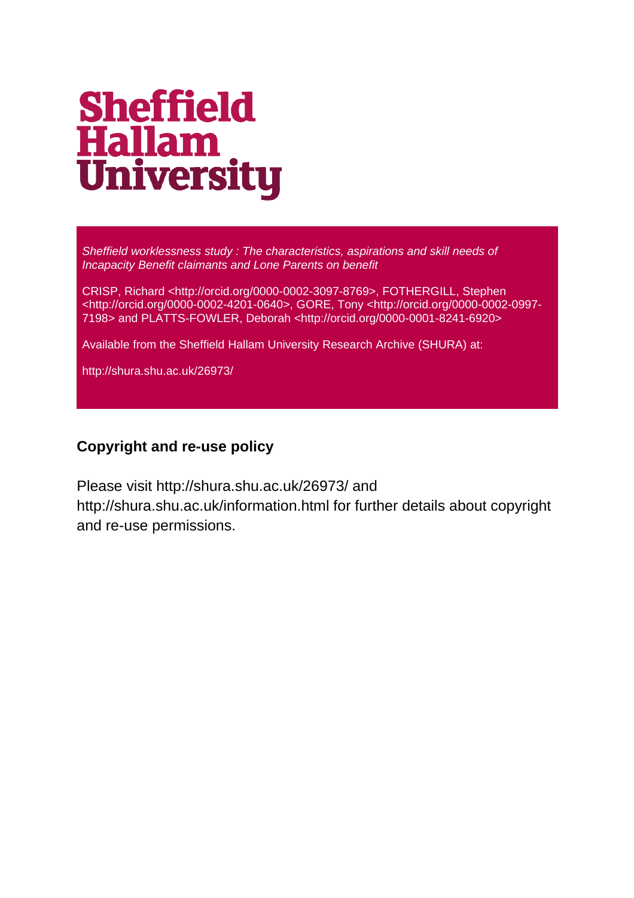# Sheffield Hallam University

*Sheffield worklessness study : The characteristics, aspirations and skill needs of Incapacity Benefit claimants and Lone Parents on benefit*

CRISP, Richard <http://orcid.org/0000-0002-3097-8769>, FOTHERGILL, Stephen <http://orcid.org/0000-0002-4201-0640>, GORE, Tony <http://orcid.org/0000-0002-0997-7198> and PLATTS-FOWLER, Deborah <http://orcid.org/0000-0001-8241-6920>

Available from the Sheffield Hallam University Research Archive (SHURA) at:

http://shura.shu.ac.uk/26973/

## Copyright and re-use policy

Please visit http://shura.shu.ac.uk/26973/ and http://shura.shu.ac.uk/information.html for further details about copyright and re-use permissions.